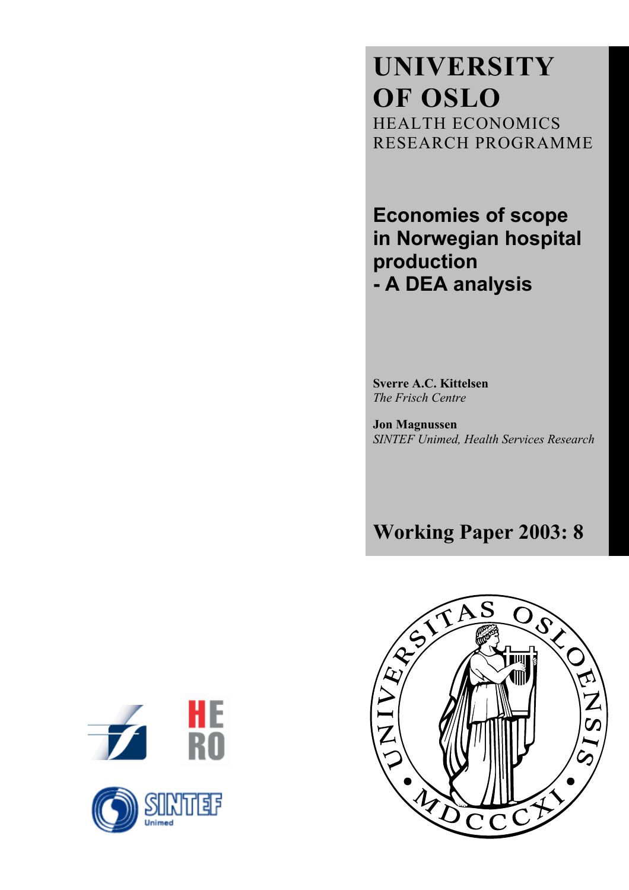# UNIVERSITY OF OSLO

HEALTH ECONOMICS RESEARCH PROGRAMME

## Economies of scope in Norwegian hospital production - A DEA analysis

**Sverre A.C. Kittelsen**
*The Frisch Centre*

**Jon Magnussen**
*SINTEF Unimed, Health Services Research*

**Working Paper 2003: 8**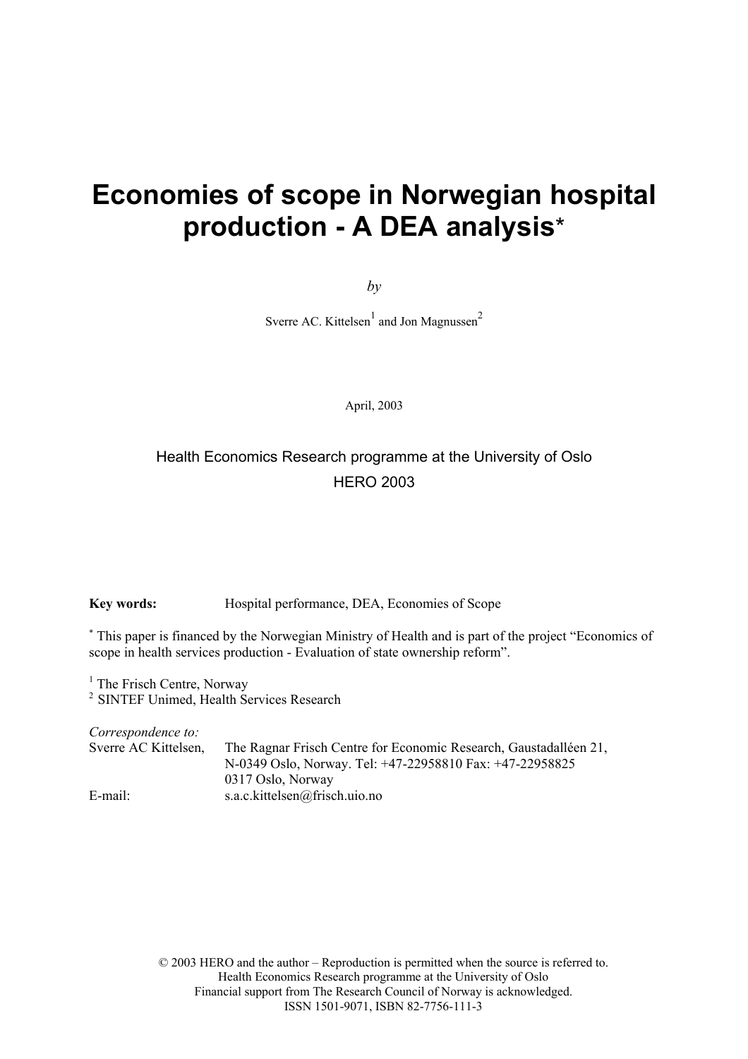# Economies of scope in Norwegian hospital production - A DEA analysis*

*by*

Sverre AC. Kittelsen[1] and Jon Magnussen[2]

April, 2003

Health Economics Research programme at the University of Oslo
HERO 2003

**Key words:** Hospital performance, DEA, Economies of Scope

[*] This paper is financed by the Norwegian Ministry of Health and is part of the project "Economics of scope in health services production - Evaluation of state ownership reform".

[1] The Frisch Centre, Norway
[2] SINTEF Unimed, Health Services Research

*Correspondence to:*
Sverre AC Kittelsen, The Ragnar Frisch Centre for Economic Research, Gaustadalléen 21, N-0349 Oslo, Norway. Tel: +47-22958810 Fax: +47-22958825 0317 Oslo, Norway
E-mail: s.a.c.kittelsen@frisch.uio.no

© 2003 HERO and the author – Reproduction is permitted when the source is referred to.
Health Economics Research programme at the University of Oslo
Financial support from The Research Council of Norway is acknowledged.
ISSN 1501-9071, ISBN 82-7756-111-3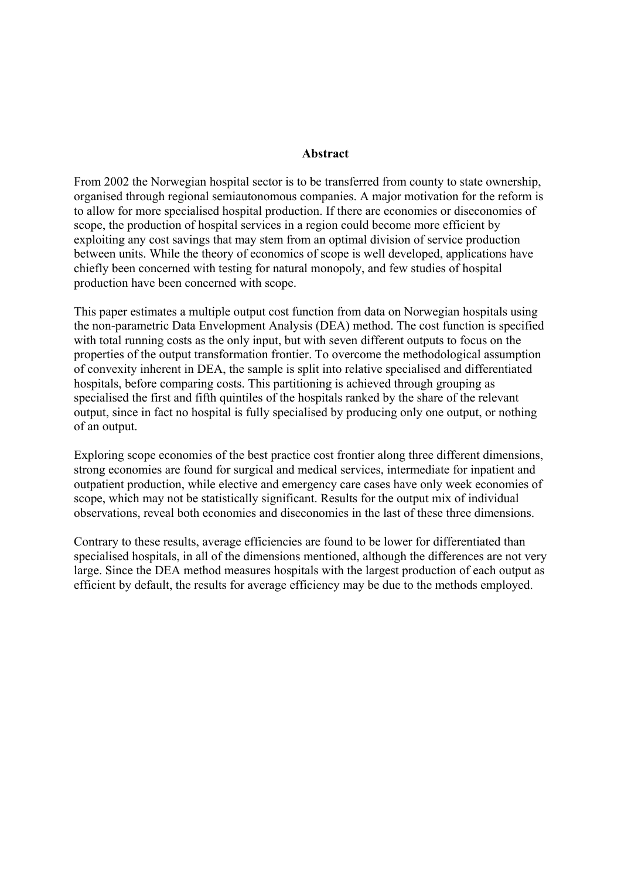## Abstract

From 2002 the Norwegian hospital sector is to be transferred from county to state ownership, organised through regional semiautonomous companies. A major motivation for the reform is to allow for more specialised hospital production. If there are economies or diseconomies of scope, the production of hospital services in a region could become more efficient by exploiting any cost savings that may stem from an optimal division of service production between units. While the theory of economics of scope is well developed, applications have chiefly been concerned with testing for natural monopoly, and few studies of hospital production have been concerned with scope.

This paper estimates a multiple output cost function from data on Norwegian hospitals using the non-parametric Data Envelopment Analysis (DEA) method. The cost function is specified with total running costs as the only input, but with seven different outputs to focus on the properties of the output transformation frontier. To overcome the methodological assumption of convexity inherent in DEA, the sample is split into relative specialised and differentiated hospitals, before comparing costs. This partitioning is achieved through grouping as specialised the first and fifth quintiles of the hospitals ranked by the share of the relevant output, since in fact no hospital is fully specialised by producing only one output, or nothing of an output.

Exploring scope economies of the best practice cost frontier along three different dimensions, strong economies are found for surgical and medical services, intermediate for inpatient and outpatient production, while elective and emergency care cases have only week economies of scope, which may not be statistically significant. Results for the output mix of individual observations, reveal both economies and diseconomies in the last of these three dimensions.

Contrary to these results, average efficiencies are found to be lower for differentiated than specialised hospitals, in all of the dimensions mentioned, although the differences are not very large. Since the DEA method measures hospitals with the largest production of each output as efficient by default, the results for average efficiency may be due to the methods employed.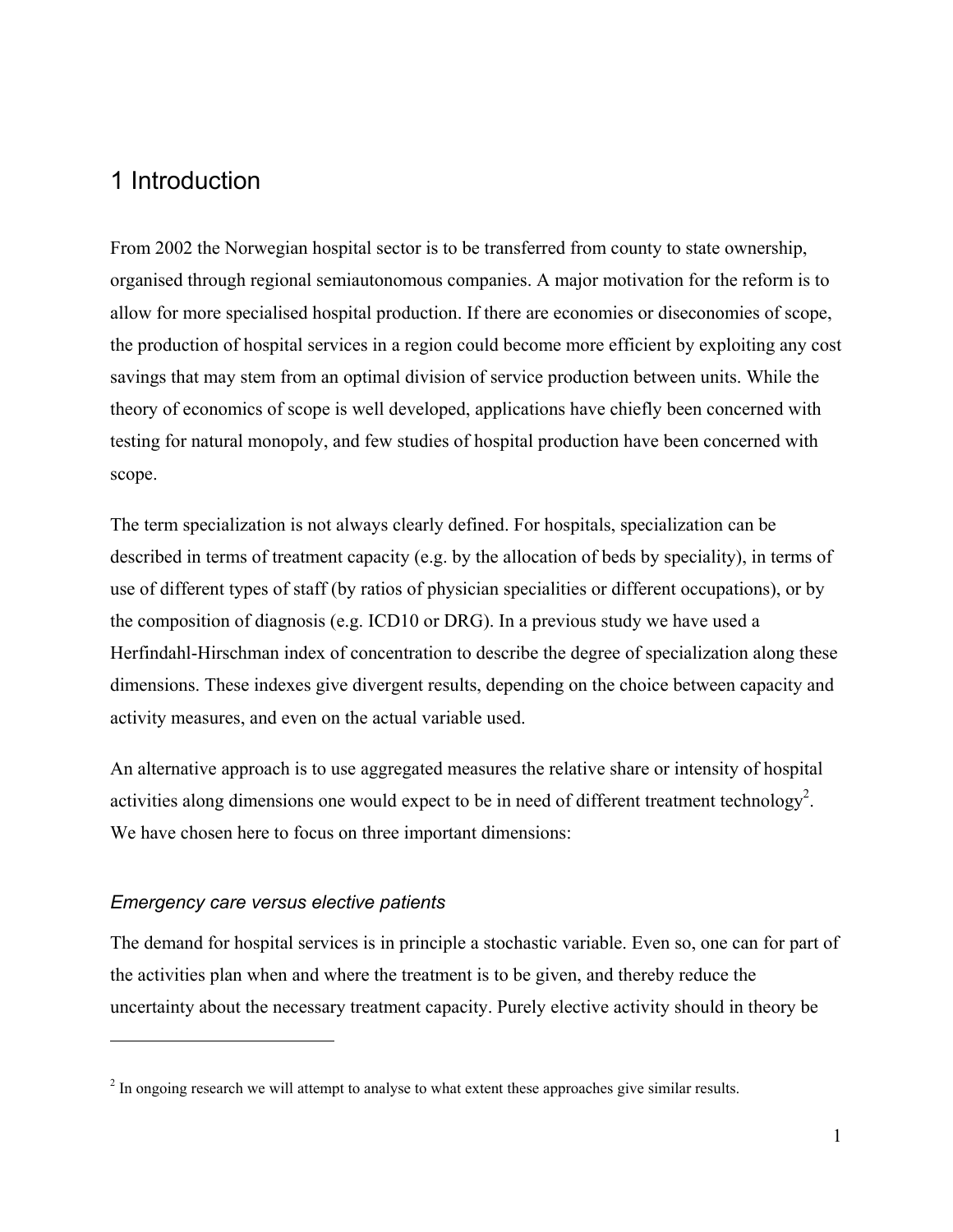# 1 Introduction

From 2002 the Norwegian hospital sector is to be transferred from county to state ownership, organised through regional semiautonomous companies. A major motivation for the reform is to allow for more specialised hospital production. If there are economies or diseconomies of scope, the production of hospital services in a region could become more efficient by exploiting any cost savings that may stem from an optimal division of service production between units. While the theory of economics of scope is well developed, applications have chiefly been concerned with testing for natural monopoly, and few studies of hospital production have been concerned with scope.

The term specialization is not always clearly defined. For hospitals, specialization can be described in terms of treatment capacity (e.g. by the allocation of beds by speciality), in terms of use of different types of staff (by ratios of physician specialities or different occupations), or by the composition of diagnosis (e.g. ICD10 or DRG). In a previous study we have used a Herfindahl-Hirschman index of concentration to describe the degree of specialization along these dimensions. These indexes give divergent results, depending on the choice between capacity and activity measures, and even on the actual variable used.

An alternative approach is to use aggregated measures the relative share or intensity of hospital activities along dimensions one would expect to be in need of different treatment technology[2]. We have chosen here to focus on three important dimensions:

### *Emergency care versus elective patients*

The demand for hospital services is in principle a stochastic variable. Even so, one can for part of the activities plan when and where the treatment is to be given, and thereby reduce the uncertainty about the necessary treatment capacity. Purely elective activity should in theory be

---

[2] In ongoing research we will attempt to analyse to what extent these approaches give similar results.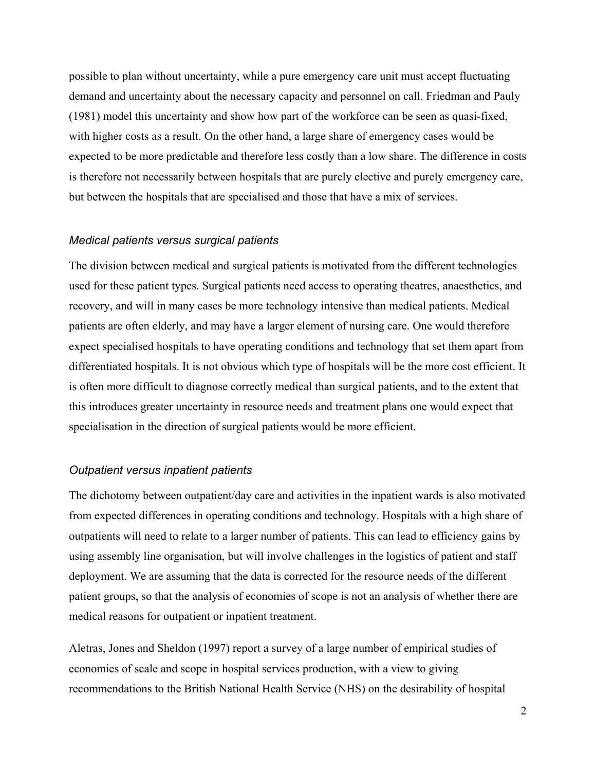possible to plan without uncertainty, while a pure emergency care unit must accept fluctuating demand and uncertainty about the necessary capacity and personnel on call. Friedman and Pauly (1981) model this uncertainty and show how part of the workforce can be seen as quasi-fixed, with higher costs as a result. On the other hand, a large share of emergency cases would be expected to be more predictable and therefore less costly than a low share. The difference in costs is therefore not necessarily between hospitals that are purely elective and purely emergency care, but between the hospitals that are specialised and those that have a mix of services.

### *Medical patients versus surgical patients*

The division between medical and surgical patients is motivated from the different technologies used for these patient types. Surgical patients need access to operating theatres, anaesthetics, and recovery, and will in many cases be more technology intensive than medical patients. Medical patients are often elderly, and may have a larger element of nursing care. One would therefore expect specialised hospitals to have operating conditions and technology that set them apart from differentiated hospitals. It is not obvious which type of hospitals will be the more cost efficient. It is often more difficult to diagnose correctly medical than surgical patients, and to the extent that this introduces greater uncertainty in resource needs and treatment plans one would expect that specialisation in the direction of surgical patients would be more efficient.

### *Outpatient versus inpatient patients*

The dichotomy between outpatient/day care and activities in the inpatient wards is also motivated from expected differences in operating conditions and technology. Hospitals with a high share of outpatients will need to relate to a larger number of patients. This can lead to efficiency gains by using assembly line organisation, but will involve challenges in the logistics of patient and staff deployment. We are assuming that the data is corrected for the resource needs of the different patient groups, so that the analysis of economies of scope is not an analysis of whether there are medical reasons for outpatient or inpatient treatment.

Aletras, Jones and Sheldon (1997) report a survey of a large number of empirical studies of economies of scale and scope in hospital services production, with a view to giving recommendations to the British National Health Service (NHS) on the desirability of hospital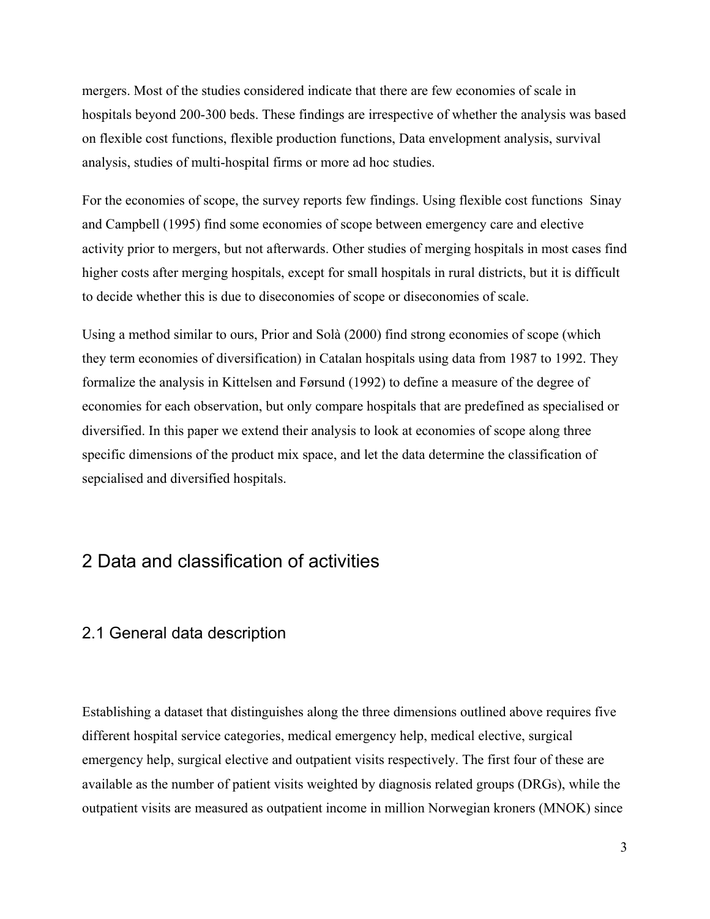mergers. Most of the studies considered indicate that there are few economies of scale in hospitals beyond 200-300 beds. These findings are irrespective of whether the analysis was based on flexible cost functions, flexible production functions, Data envelopment analysis, survival analysis, studies of multi-hospital firms or more ad hoc studies.

For the economies of scope, the survey reports few findings. Using flexible cost functions Sinay and Campbell (1995) find some economies of scope between emergency care and elective activity prior to mergers, but not afterwards. Other studies of merging hospitals in most cases find higher costs after merging hospitals, except for small hospitals in rural districts, but it is difficult to decide whether this is due to diseconomies of scope or diseconomies of scale.

Using a method similar to ours, Prior and Solà (2000) find strong economies of scope (which they term economies of diversification) in Catalan hospitals using data from 1987 to 1992. They formalize the analysis in Kittelsen and Førsund (1992) to define a measure of the degree of economies for each observation, but only compare hospitals that are predefined as specialised or diversified. In this paper we extend their analysis to look at economies of scope along three specific dimensions of the product mix space, and let the data determine the classification of sepcialised and diversified hospitals.

# 2 Data and classification of activities

## 2.1 General data description

Establishing a dataset that distinguishes along the three dimensions outlined above requires five different hospital service categories, medical emergency help, medical elective, surgical emergency help, surgical elective and outpatient visits respectively. The first four of these are available as the number of patient visits weighted by diagnosis related groups (DRGs), while the outpatient visits are measured as outpatient income in million Norwegian kroners (MNOK) since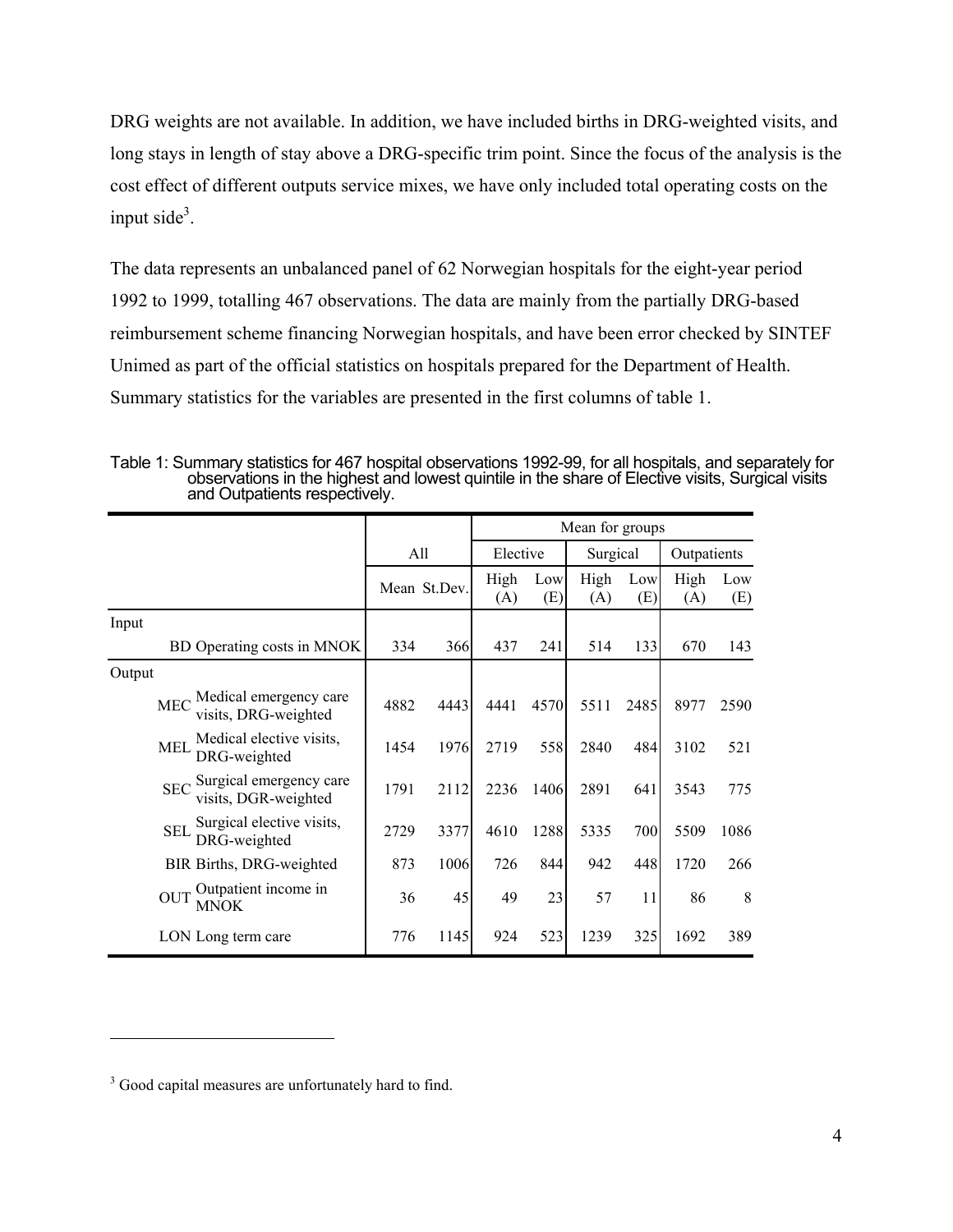DRG weights are not available. In addition, we have included births in DRG-weighted visits, and long stays in length of stay above a DRG-specific trim point. Since the focus of the analysis is the cost effect of different outputs service mixes, we have only included total operating costs on the input side[3].

The data represents an unbalanced panel of 62 Norwegian hospitals for the eight-year period 1992 to 1999, totalling 467 observations. The data are mainly from the partially DRG-based reimbursement scheme financing Norwegian hospitals, and have been error checked by SINTEF Unimed as part of the official statistics on hospitals prepared for the Department of Health. Summary statistics for the variables are presented in the first columns of table 1.

Table 1: Summary statistics for 467 hospital observations 1992-99, for all hospitals, and separately for observations in the highest and lowest quintile in the share of Elective visits, Surgical visits and Outpatients respectively.

| | | | Mean for groups | | | | | |
|---|---|---|---|---|---|---|---|---|
| | All | | Elective | | Surgical | | Outpatients | |
| | Mean | St.Dev. | High (A) | Low (E) | High (A) | Low (E) | High (A) | Low (E) |
| **Input** | | | | | | | | |
| BD Operating costs in MNOK | 334 | 366 | 437 | 241 | 514 | 133 | 670 | 143 |
| **Output** | | | | | | | | |
| MEC Medical emergency care visits, DRG-weighted | 4882 | 4443 | 4441 | 4570 | 5511 | 2485 | 8977 | 2590 |
| MEL Medical elective visits, DRG-weighted | 1454 | 1976 | 2719 | 558 | 2840 | 484 | 3102 | 521 |
| SEC Surgical emergency care visits, DGR-weighted | 1791 | 2112 | 2236 | 1406 | 2891 | 641 | 3543 | 775 |
| SEL Surgical elective visits, DRG-weighted | 2729 | 3377 | 4610 | 1288 | 5335 | 700 | 5509 | 1086 |
| BIR Births, DRG-weighted | 873 | 1006 | 726 | 844 | 942 | 448 | 1720 | 266 |
| OUT Outpatient income in MNOK | 36 | 45 | 49 | 23 | 57 | 11 | 86 | 8 |
| LON Long term care | 776 | 1145 | 924 | 523 | 1239 | 325 | 1692 | 389 |

[3] Good capital measures are unfortunately hard to find.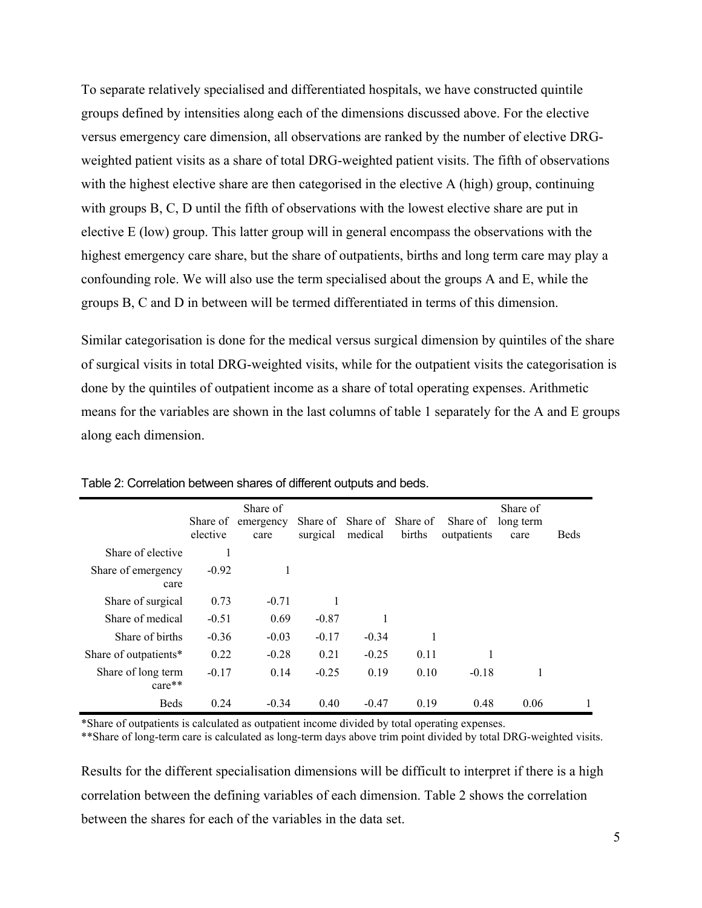To separate relatively specialised and differentiated hospitals, we have constructed quintile groups defined by intensities along each of the dimensions discussed above. For the elective versus emergency care dimension, all observations are ranked by the number of elective DRG-weighted patient visits as a share of total DRG-weighted patient visits. The fifth of observations with the highest elective share are then categorised in the elective A (high) group, continuing with groups B, C, D until the fifth of observations with the lowest elective share are put in elective E (low) group. This latter group will in general encompass the observations with the highest emergency care share, but the share of outpatients, births and long term care may play a confounding role. We will also use the term specialised about the groups A and E, while the groups B, C and D in between will be termed differentiated in terms of this dimension.

Similar categorisation is done for the medical versus surgical dimension by quintiles of the share of surgical visits in total DRG-weighted visits, while for the outpatient visits the categorisation is done by the quintiles of outpatient income as a share of total operating expenses. Arithmetic means for the variables are shown in the last columns of table 1 separately for the A and E groups along each dimension.

Table 2: Correlation between shares of different outputs and beds.

| | Share of elective | Share of emergency care | Share of surgical | Share of medical | Share of births | Share of outpatients | Share of long term care | Beds |
|---|---|---|---|---|---|---|---|---|
| Share of elective | 1 | | | | | | | |
| Share of emergency care | -0.92 | 1 | | | | | | |
| Share of surgical | 0.73 | -0.71 | 1 | | | | | |
| Share of medical | -0.51 | 0.69 | -0.87 | 1 | | | | |
| Share of births | -0.36 | -0.03 | -0.17 | -0.34 | 1 | | | |
| Share of outpatients* | 0.22 | -0.28 | 0.21 | -0.25 | 0.11 | 1 | | |
| Share of long term care** | -0.17 | 0.14 | -0.25 | 0.19 | 0.10 | -0.18 | 1 | |
| Beds | 0.24 | -0.34 | 0.40 | -0.47 | 0.19 | 0.48 | 0.06 | 1 |

*Share of outpatients is calculated as outpatient income divided by total operating expenses.
**Share of long-term care is calculated as long-term days above trim point divided by total DRG-weighted visits.

Results for the different specialisation dimensions will be difficult to interpret if there is a high correlation between the defining variables of each dimension. Table 2 shows the correlation between the shares for each of the variables in the data set.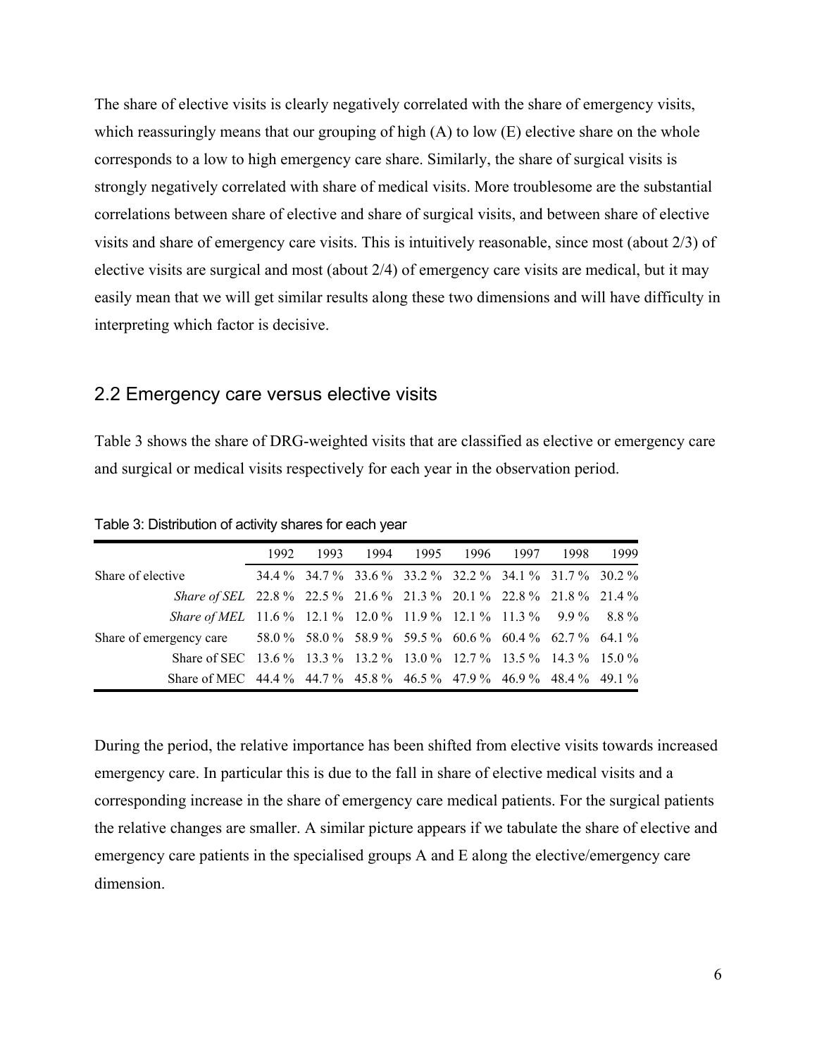The share of elective visits is clearly negatively correlated with the share of emergency visits, which reassuringly means that our grouping of high (A) to low (E) elective share on the whole corresponds to a low to high emergency care share. Similarly, the share of surgical visits is strongly negatively correlated with share of medical visits. More troublesome are the substantial correlations between share of elective and share of surgical visits, and between share of elective visits and share of emergency care visits. This is intuitively reasonable, since most (about 2/3) of elective visits are surgical and most (about 2/4) of emergency care visits are medical, but it may easily mean that we will get similar results along these two dimensions and will have difficulty in interpreting which factor is decisive.

## 2.2 Emergency care versus elective visits

Table 3 shows the share of DRG-weighted visits that are classified as elective or emergency care and surgical or medical visits respectively for each year in the observation period.

Table 3: Distribution of activity shares for each year

| | 1992 | 1993 | 1994 | 1995 | 1996 | 1997 | 1998 | 1999 |
|---|---|---|---|---|---|---|---|---|
| Share of elective | 34.4 % | 34.7 % | 33.6 % | 33.2 % | 32.2 % | 34.1 % | 31.7 % | 30.2 % |
| *Share of SEL* | 22.8 % | 22.5 % | 21.6 % | 21.3 % | 20.1 % | 22.8 % | 21.8 % | 21.4 % |
| *Share of MEL* | 11.6 % | 12.1 % | 12.0 % | 11.9 % | 12.1 % | 11.3 % | 9.9 % | 8.8 % |
| Share of emergency care | 58.0 % | 58.0 % | 58.9 % | 59.5 % | 60.6 % | 60.4 % | 62.7 % | 64.1 % |
| Share of SEC | 13.6 % | 13.3 % | 13.2 % | 13.0 % | 12.7 % | 13.5 % | 14.3 % | 15.0 % |
| Share of MEC | 44.4 % | 44.7 % | 45.8 % | 46.5 % | 47.9 % | 46.9 % | 48.4 % | 49.1 % |

During the period, the relative importance has been shifted from elective visits towards increased emergency care. In particular this is due to the fall in share of elective medical visits and a corresponding increase in the share of emergency care medical patients. For the surgical patients the relative changes are smaller. A similar picture appears if we tabulate the share of elective and emergency care patients in the specialised groups A and E along the elective/emergency care dimension.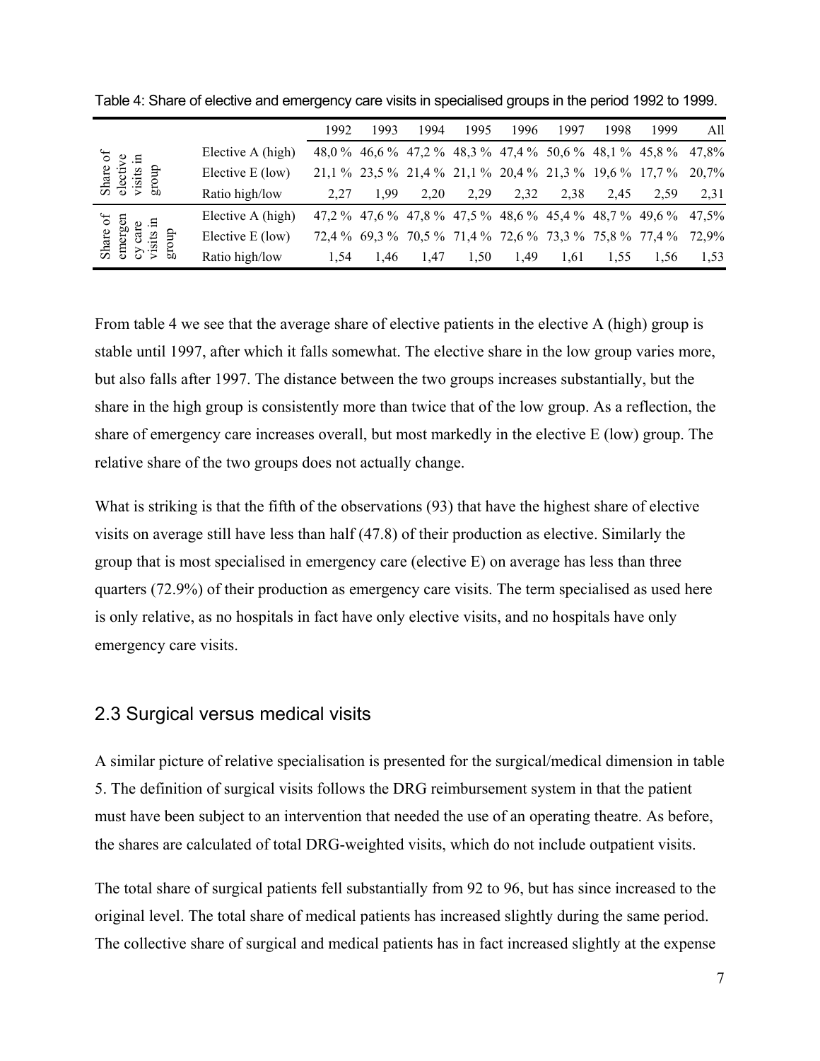Table 4: Share of elective and emergency care visits in specialised groups in the period 1992 to 1999.

| | | 1992 | 1993 | 1994 | 1995 | 1996 | 1997 | 1998 | 1999 | All |
|---|---|---|---|---|---|---|---|---|---|---|
| Share of elective visits in group | Elective A (high) | 48,0 % | 46,6 % | 47,2 % | 48,3 % | 47,4 % | 50,6 % | 48,1 % | 45,8 % | 47,8% |
| | Elective E (low) | 21,1 % | 23,5 % | 21,4 % | 21,1 % | 20,4 % | 21,3 % | 19,6 % | 17,7 % | 20,7% |
| | Ratio high/low | 2,27 | 1,99 | 2,20 | 2,29 | 2,32 | 2,38 | 2,45 | 2,59 | 2,31 |
| Share of emergency care visits in group | Elective A (high) | 47,2 % | 47,6 % | 47,8 % | 47,5 % | 48,6 % | 45,4 % | 48,7 % | 49,6 % | 47,5% |
| | Elective E (low) | 72,4 % | 69,3 % | 70,5 % | 71,4 % | 72,6 % | 73,3 % | 75,8 % | 77,4 % | 72,9% |
| | Ratio high/low | 1,54 | 1,46 | 1,47 | 1,50 | 1,49 | 1,61 | 1,55 | 1,56 | 1,53 |

From table 4 we see that the average share of elective patients in the elective A (high) group is stable until 1997, after which it falls somewhat. The elective share in the low group varies more, but also falls after 1997. The distance between the two groups increases substantially, but the share in the high group is consistently more than twice that of the low group. As a reflection, the share of emergency care increases overall, but most markedly in the elective E (low) group. The relative share of the two groups does not actually change.

What is striking is that the fifth of the observations (93) that have the highest share of elective visits on average still have less than half (47.8) of their production as elective. Similarly the group that is most specialised in emergency care (elective E) on average has less than three quarters (72.9%) of their production as emergency care visits. The term specialised as used here is only relative, as no hospitals in fact have only elective visits, and no hospitals have only emergency care visits.

## 2.3 Surgical versus medical visits

A similar picture of relative specialisation is presented for the surgical/medical dimension in table 5. The definition of surgical visits follows the DRG reimbursement system in that the patient must have been subject to an intervention that needed the use of an operating theatre. As before, the shares are calculated of total DRG-weighted visits, which do not include outpatient visits.

The total share of surgical patients fell substantially from 92 to 96, but has since increased to the original level. The total share of medical patients has increased slightly during the same period. The collective share of surgical and medical patients has in fact increased slightly at the expense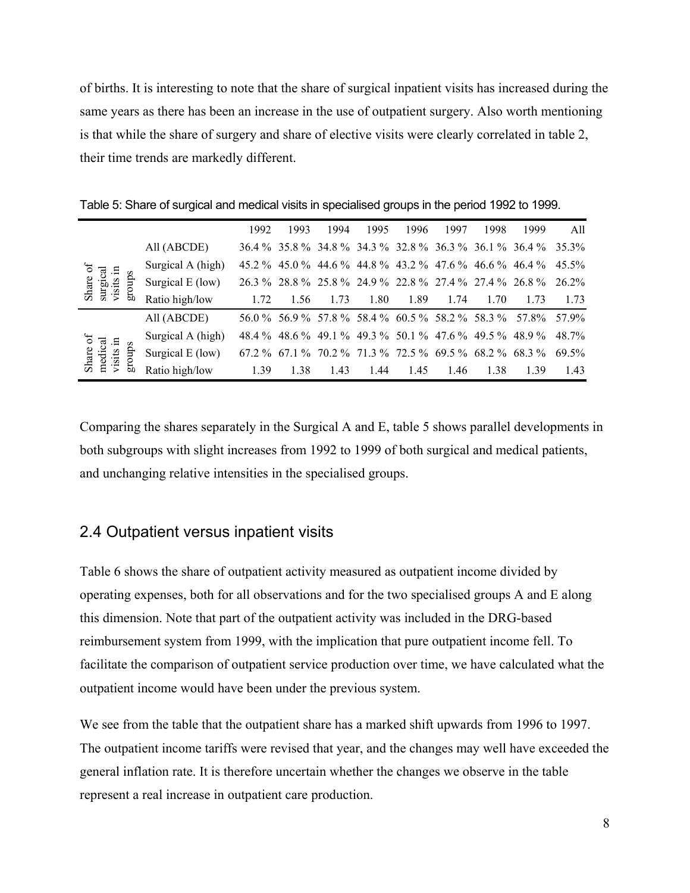of births. It is interesting to note that the share of surgical inpatient visits has increased during the same years as there has been an increase in the use of outpatient surgery. Also worth mentioning is that while the share of surgery and share of elective visits were clearly correlated in table 2, their time trends are markedly different.

Table 5: Share of surgical and medical visits in specialised groups in the period 1992 to 1999.

| | | 1992 | 1993 | 1994 | 1995 | 1996 | 1997 | 1998 | 1999 | All |
|---|---|---|---|---|---|---|---|---|---|---|
| Share of surgical visits in groups | All (ABCDE) | 36.4 % | 35.8 % | 34.8 % | 34.3 % | 32.8 % | 36.3 % | 36.1 % | 36.4 % | 35.3% |
| | Surgical A (high) | 45.2 % | 45.0 % | 44.6 % | 44.8 % | 43.2 % | 47.6 % | 46.6 % | 46.4 % | 45.5% |
| | Surgical E (low) | 26.3 % | 28.8 % | 25.8 % | 24.9 % | 22.8 % | 27.4 % | 27.4 % | 26.8 % | 26.2% |
| | Ratio high/low | 1.72 | 1.56 | 1.73 | 1.80 | 1.89 | 1.74 | 1.70 | 1.73 | 1.73 |
| Share of medical visits in groups | All (ABCDE) | 56.0 % | 56.9 % | 57.8 % | 58.4 % | 60.5 % | 58.2 % | 58.3 % | 57.8% | 57.9% |
| | Surgical A (high) | 48.4 % | 48.6 % | 49.1 % | 49.3 % | 50.1 % | 47.6 % | 49.5 % | 48.9 % | 48.7% |
| | Surgical E (low) | 67.2 % | 67.1 % | 70.2 % | 71.3 % | 72.5 % | 69.5 % | 68.2 % | 68.3 % | 69.5% |
| | Ratio high/low | 1.39 | 1.38 | 1.43 | 1.44 | 1.45 | 1.46 | 1.38 | 1.39 | 1.43 |

Comparing the shares separately in the Surgical A and E, table 5 shows parallel developments in both subgroups with slight increases from 1992 to 1999 of both surgical and medical patients, and unchanging relative intensities in the specialised groups.

## 2.4 Outpatient versus inpatient visits

Table 6 shows the share of outpatient activity measured as outpatient income divided by operating expenses, both for all observations and for the two specialised groups A and E along this dimension. Note that part of the outpatient activity was included in the DRG-based reimbursement system from 1999, with the implication that pure outpatient income fell. To facilitate the comparison of outpatient service production over time, we have calculated what the outpatient income would have been under the previous system.

We see from the table that the outpatient share has a marked shift upwards from 1996 to 1997. The outpatient income tariffs were revised that year, and the changes may well have exceeded the general inflation rate. It is therefore uncertain whether the changes we observe in the table represent a real increase in outpatient care production.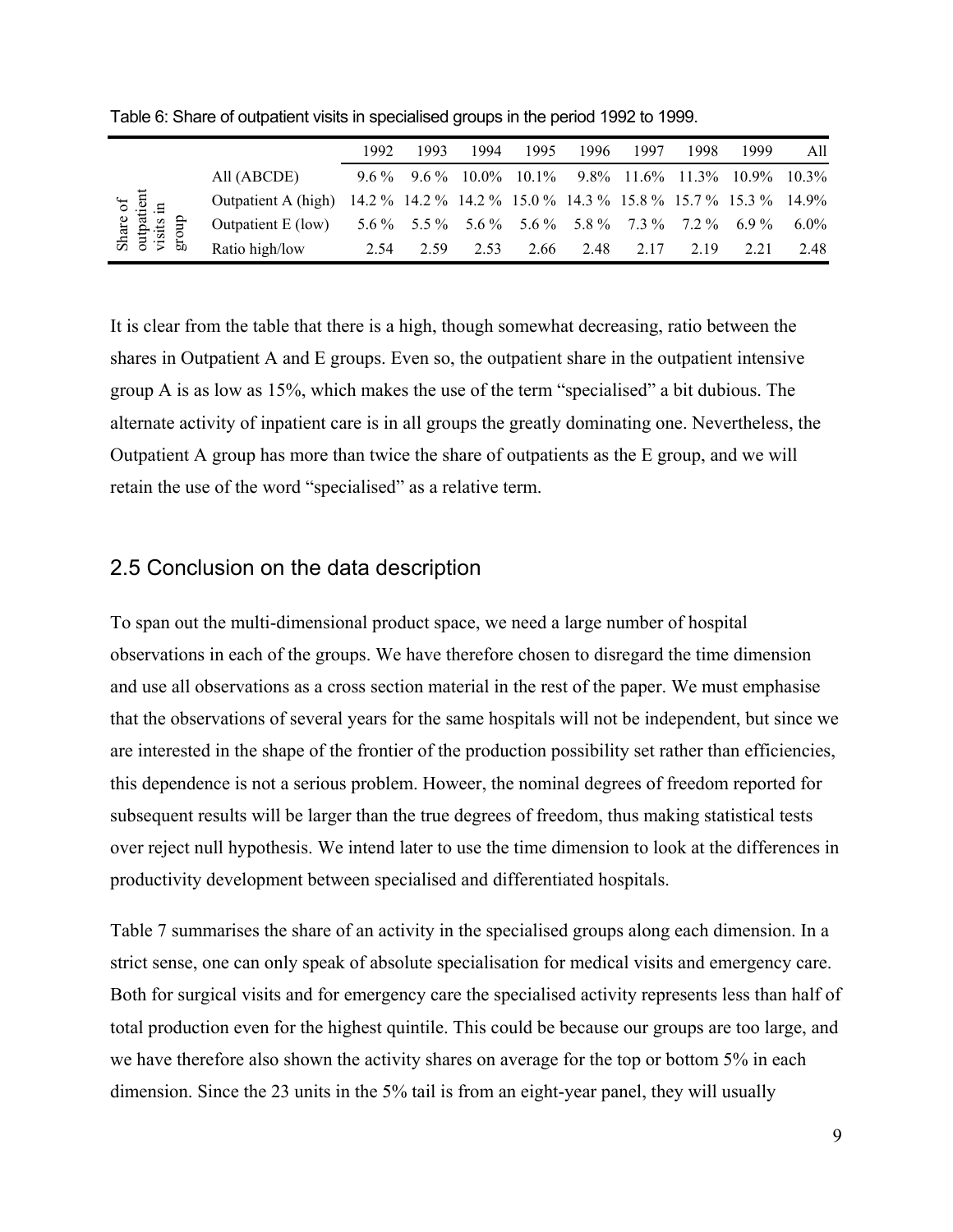Table 6: Share of outpatient visits in specialised groups in the period 1992 to 1999.

| | | 1992 | 1993 | 1994 | 1995 | 1996 | 1997 | 1998 | 1999 | All |
|---|---|---|---|---|---|---|---|---|---|---|
| Share of outpatient visits in group | All (ABCDE) | 9.6 % | 9.6 % | 10.0% | 10.1% | 9.8% | 11.6% | 11.3% | 10.9% | 10.3% |
| | Outpatient A (high) | 14.2 % | 14.2 % | 14.2 % | 15.0 % | 14.3 % | 15.8 % | 15.7 % | 15.3 % | 14.9% |
| | Outpatient E (low) | 5.6 % | 5.5 % | 5.6 % | 5.6 % | 5.8 % | 7.3 % | 7.2 % | 6.9 % | 6.0% |
| | Ratio high/low | 2.54 | 2.59 | 2.53 | 2.66 | 2.48 | 2.17 | 2.19 | 2.21 | 2.48 |

It is clear from the table that there is a high, though somewhat decreasing, ratio between the shares in Outpatient A and E groups. Even so, the outpatient share in the outpatient intensive group A is as low as 15%, which makes the use of the term "specialised" a bit dubious. The alternate activity of inpatient care is in all groups the greatly dominating one. Nevertheless, the Outpatient A group has more than twice the share of outpatients as the E group, and we will retain the use of the word "specialised" as a relative term.

## 2.5 Conclusion on the data description

To span out the multi-dimensional product space, we need a large number of hospital observations in each of the groups. We have therefore chosen to disregard the time dimension and use all observations as a cross section material in the rest of the paper. We must emphasise that the observations of several years for the same hospitals will not be independent, but since we are interested in the shape of the frontier of the production possibility set rather than efficiencies, this dependence is not a serious problem. However, the nominal degrees of freedom reported for subsequent results will be larger than the true degrees of freedom, thus making statistical tests over reject null hypothesis. We intend later to use the time dimension to look at the differences in productivity development between specialised and differentiated hospitals.

Table 7 summarises the share of an activity in the specialised groups along each dimension. In a strict sense, one can only speak of absolute specialisation for medical visits and emergency care. Both for surgical visits and for emergency care the specialised activity represents less than half of total production even for the highest quintile. This could be because our groups are too large, and we have therefore also shown the activity shares on average for the top or bottom 5% in each dimension. Since the 23 units in the 5% tail is from an eight-year panel, they will usually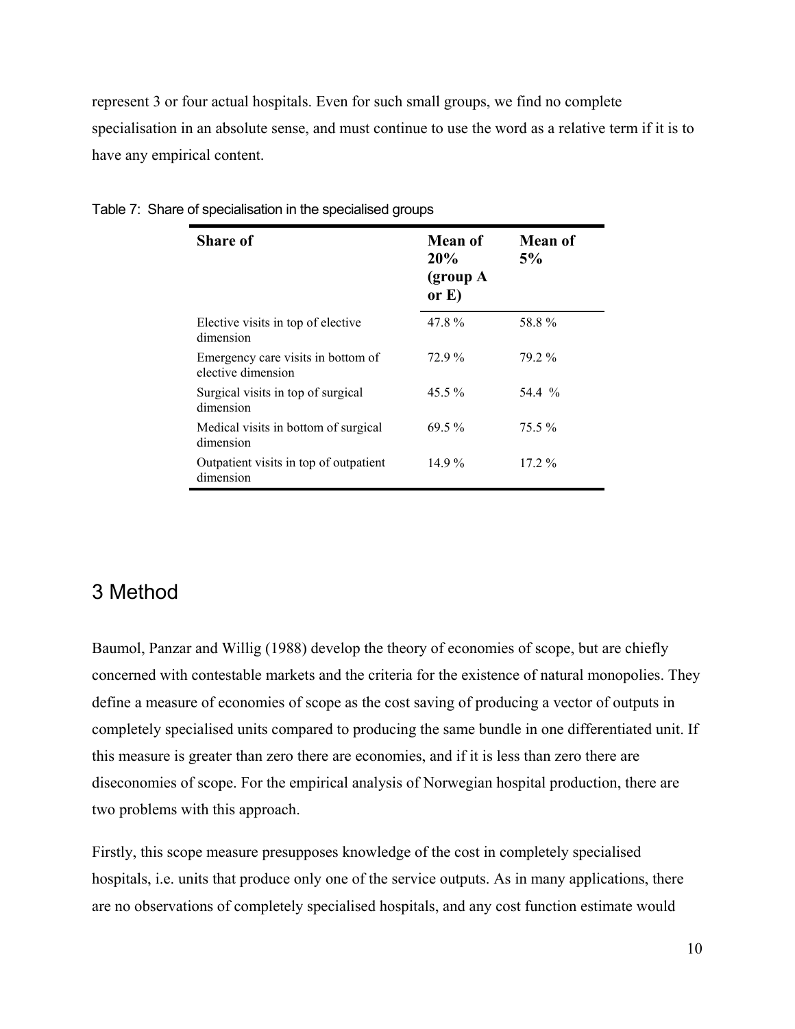represent 3 or four actual hospitals. Even for such small groups, we find no complete specialisation in an absolute sense, and must continue to use the word as a relative term if it is to have any empirical content.

Table 7: Share of specialisation in the specialised groups

| Share of | Mean of 20% (group A or E) | Mean of 5% |
|---|---|---|
| Elective visits in top of elective dimension | 47.8 % | 58.8 % |
| Emergency care visits in bottom of elective dimension | 72.9 % | 79.2 % |
| Surgical visits in top of surgical dimension | 45.5 % | 54.4 % |
| Medical visits in bottom of surgical dimension | 69.5 % | 75.5 % |
| Outpatient visits in top of outpatient dimension | 14.9 % | 17.2 % |

## 3 Method

Baumol, Panzar and Willig (1988) develop the theory of economies of scope, but are chiefly concerned with contestable markets and the criteria for the existence of natural monopolies. They define a measure of economies of scope as the cost saving of producing a vector of outputs in completely specialised units compared to producing the same bundle in one differentiated unit. If this measure is greater than zero there are economies, and if it is less than zero there are diseconomies of scope. For the empirical analysis of Norwegian hospital production, there are two problems with this approach.

Firstly, this scope measure presupposes knowledge of the cost in completely specialised hospitals, i.e. units that produce only one of the service outputs. As in many applications, there are no observations of completely specialised hospitals, and any cost function estimate would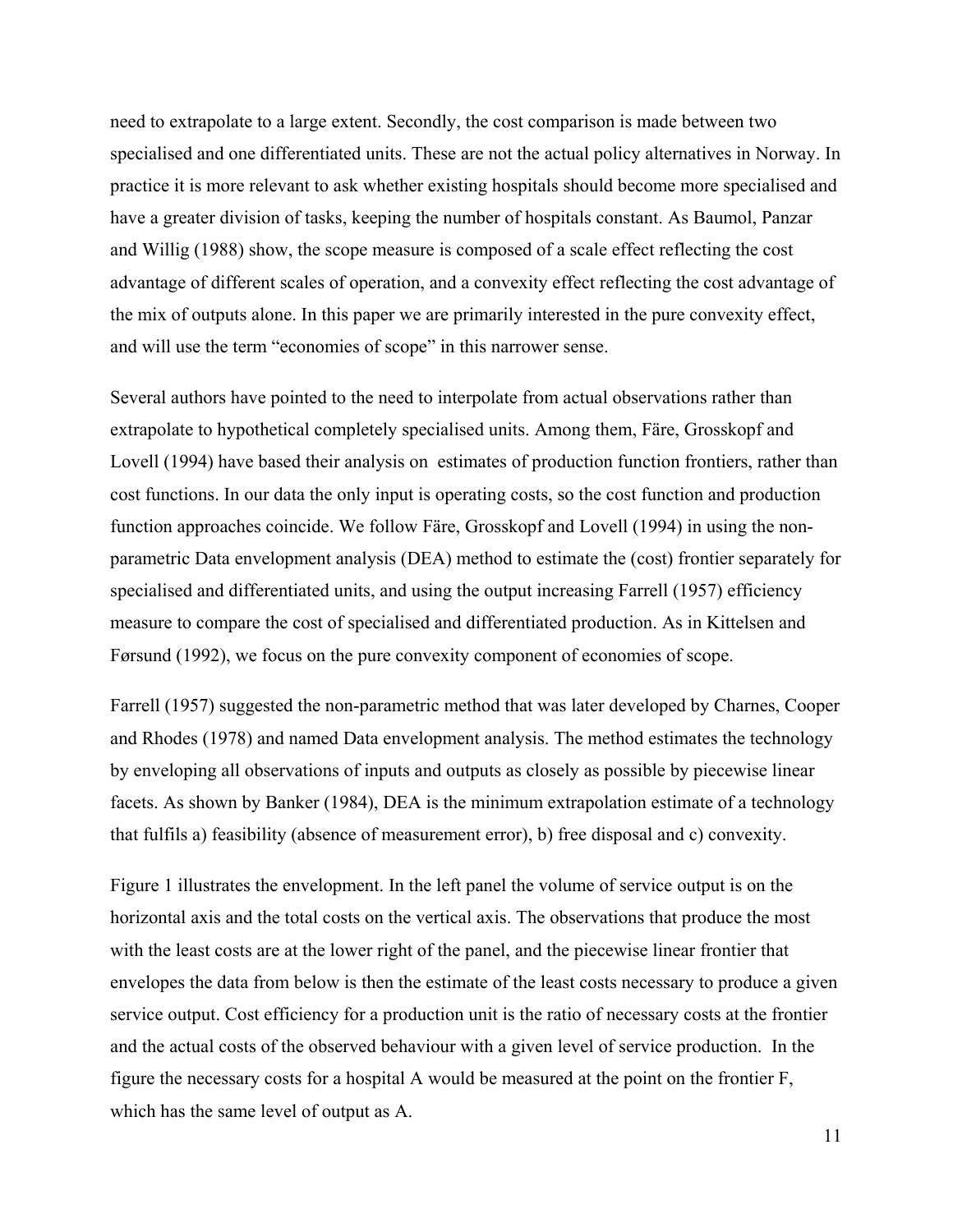need to extrapolate to a large extent. Secondly, the cost comparison is made between two specialised and one differentiated units. These are not the actual policy alternatives in Norway. In practice it is more relevant to ask whether existing hospitals should become more specialised and have a greater division of tasks, keeping the number of hospitals constant. As Baumol, Panzar and Willig (1988) show, the scope measure is composed of a scale effect reflecting the cost advantage of different scales of operation, and a convexity effect reflecting the cost advantage of the mix of outputs alone. In this paper we are primarily interested in the pure convexity effect, and will use the term "economies of scope" in this narrower sense.

Several authors have pointed to the need to interpolate from actual observations rather than extrapolate to hypothetical completely specialised units. Among them, Färe, Grosskopf and Lovell (1994) have based their analysis on estimates of production function frontiers, rather than cost functions. In our data the only input is operating costs, so the cost function and production function approaches coincide. We follow Färe, Grosskopf and Lovell (1994) in using the non-parametric Data envelopment analysis (DEA) method to estimate the (cost) frontier separately for specialised and differentiated units, and using the output increasing Farrell (1957) efficiency measure to compare the cost of specialised and differentiated production. As in Kittelsen and Førsund (1992), we focus on the pure convexity component of economies of scope.

Farrell (1957) suggested the non-parametric method that was later developed by Charnes, Cooper and Rhodes (1978) and named Data envelopment analysis. The method estimates the technology by enveloping all observations of inputs and outputs as closely as possible by piecewise linear facets. As shown by Banker (1984), DEA is the minimum extrapolation estimate of a technology that fulfils a) feasibility (absence of measurement error), b) free disposal and c) convexity.

Figure 1 illustrates the envelopment. In the left panel the volume of service output is on the horizontal axis and the total costs on the vertical axis. The observations that produce the most with the least costs are at the lower right of the panel, and the piecewise linear frontier that envelopes the data from below is then the estimate of the least costs necessary to produce a given service output. Cost efficiency for a production unit is the ratio of necessary costs at the frontier and the actual costs of the observed behaviour with a given level of service production. In the figure the necessary costs for a hospital A would be measured at the point on the frontier F, which has the same level of output as A.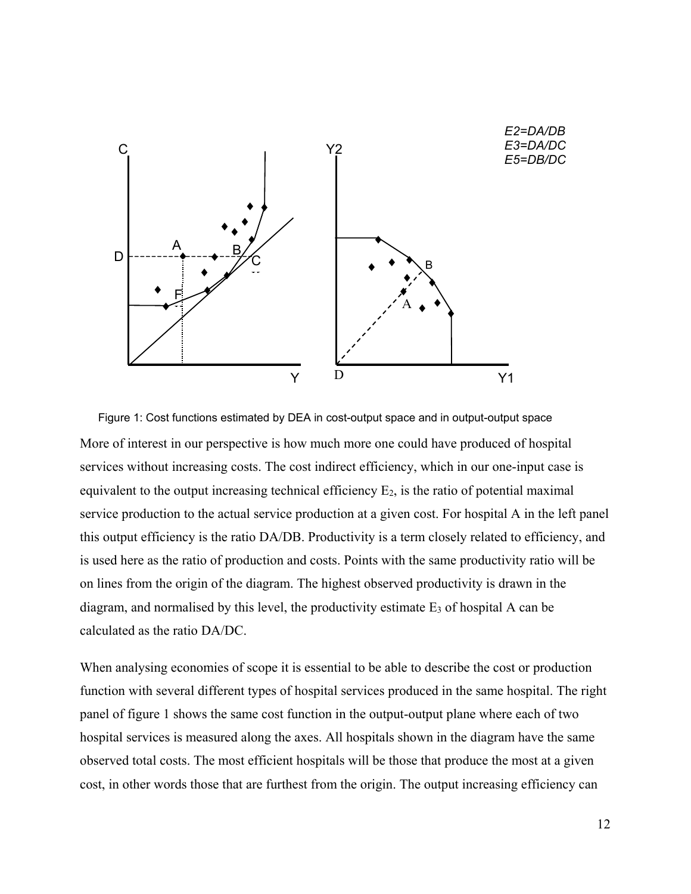E2=DA/DB
E3=DA/DC
E5=DB/DC

Figure 1: Cost functions estimated by DEA in cost-output space and in output-output space

More of interest in our perspective is how much more one could have produced of hospital services without increasing costs. The cost indirect efficiency, which in our one-input case is equivalent to the output increasing technical efficiency $E_2$, is the ratio of potential maximal service production to the actual service production at a given cost. For hospital A in the left panel this output efficiency is the ratio DA/DB. Productivity is a term closely related to efficiency, and is used here as the ratio of production and costs. Points with the same productivity ratio will be on lines from the origin of the diagram. The highest observed productivity is drawn in the diagram, and normalised by this level, the productivity estimate $E_3$ of hospital A can be calculated as the ratio DA/DC.

When analysing economies of scope it is essential to be able to describe the cost or production function with several different types of hospital services produced in the same hospital. The right panel of figure 1 shows the same cost function in the output-output plane where each of two hospital services is measured along the axes. All hospitals shown in the diagram have the same observed total costs. The most efficient hospitals will be those that produce the most at a given cost, in other words those that are furthest from the origin. The output increasing efficiency can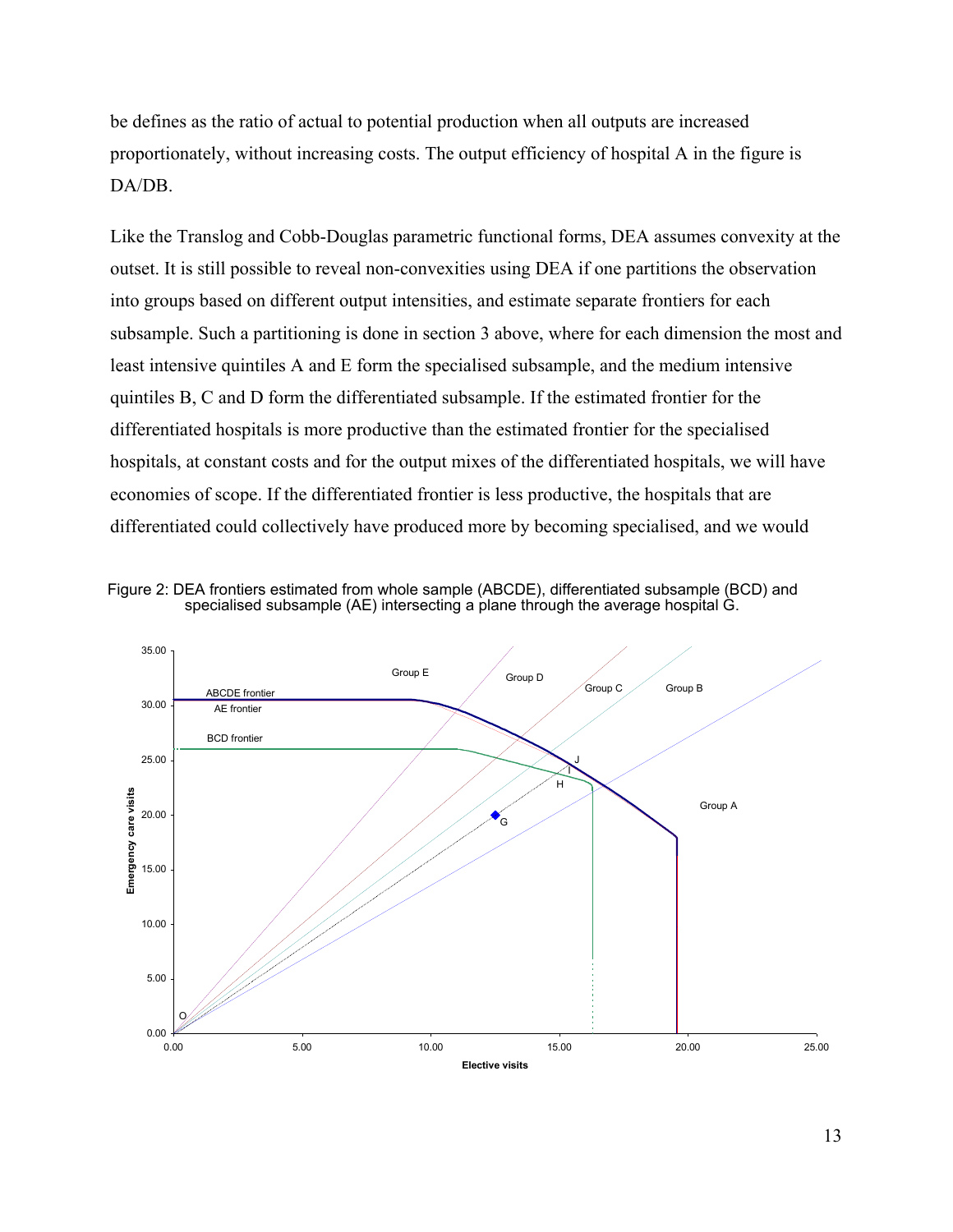be defines as the ratio of actual to potential production when all outputs are increased proportionately, without increasing costs. The output efficiency of hospital A in the figure is DA/DB.

Like the Translog and Cobb-Douglas parametric functional forms, DEA assumes convexity at the outset. It is still possible to reveal non-convexities using DEA if one partitions the observation into groups based on different output intensities, and estimate separate frontiers for each subsample. Such a partitioning is done in section 3 above, where for each dimension the most and least intensive quintiles A and E form the specialised subsample, and the medium intensive quintiles B, C and D form the differentiated subsample. If the estimated frontier for the differentiated hospitals is more productive than the estimated frontier for the specialised hospitals, at constant costs and for the output mixes of the differentiated hospitals, we will have economies of scope. If the differentiated frontier is less productive, the hospitals that are differentiated could collectively have produced more by becoming specialised, and we would

Figure 2: DEA frontiers estimated from whole sample (ABCDE), differentiated subsample (BCD) and specialised subsample (AE) intersecting a plane through the average hospital G.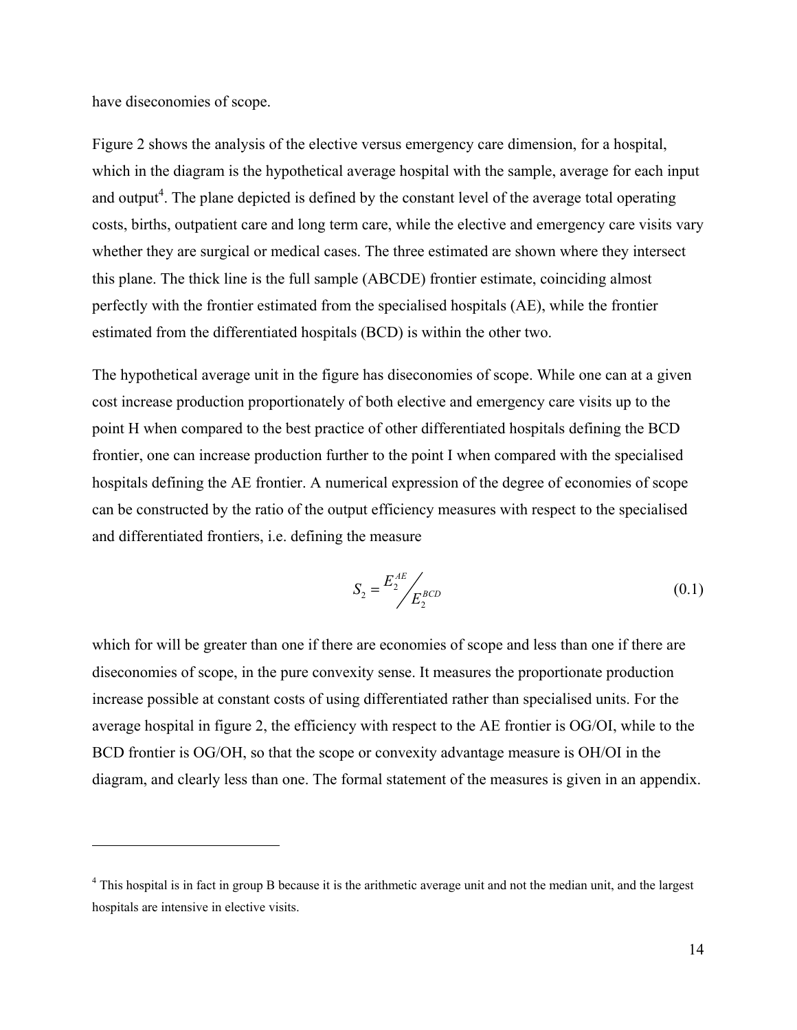have diseconomies of scope.

Figure 2 shows the analysis of the elective versus emergency care dimension, for a hospital, which in the diagram is the hypothetical average hospital with the sample, average for each input and output[4]. The plane depicted is defined by the constant level of the average total operating costs, births, outpatient care and long term care, while the elective and emergency care visits vary whether they are surgical or medical cases. The three estimated are shown where they intersect this plane. The thick line is the full sample (ABCDE) frontier estimate, coinciding almost perfectly with the frontier estimated from the specialised hospitals (AE), while the frontier estimated from the differentiated hospitals (BCD) is within the other two.

The hypothetical average unit in the figure has diseconomies of scope. While one can at a given cost increase production proportionately of both elective and emergency care visits up to the point H when compared to the best practice of other differentiated hospitals defining the BCD frontier, one can increase production further to the point I when compared with the specialised hospitals defining the AE frontier. A numerical expression of the degree of economies of scope can be constructed by the ratio of the output efficiency measures with respect to the specialised and differentiated frontiers, i.e. defining the measure

$$S_2 = E_2^{AE} \Big/ E_2^{BCD} \tag{0.1}$$

which for will be greater than one if there are economies of scope and less than one if there are diseconomies of scope, in the pure convexity sense. It measures the proportionate production increase possible at constant costs of using differentiated rather than specialised units. For the average hospital in figure 2, the efficiency with respect to the AE frontier is OG/OI, while to the BCD frontier is OG/OH, so that the scope or convexity advantage measure is OH/OI in the diagram, and clearly less than one. The formal statement of the measures is given in an appendix.

[4] This hospital is in fact in group B because it is the arithmetic average unit and not the median unit, and the largest hospitals are intensive in elective visits.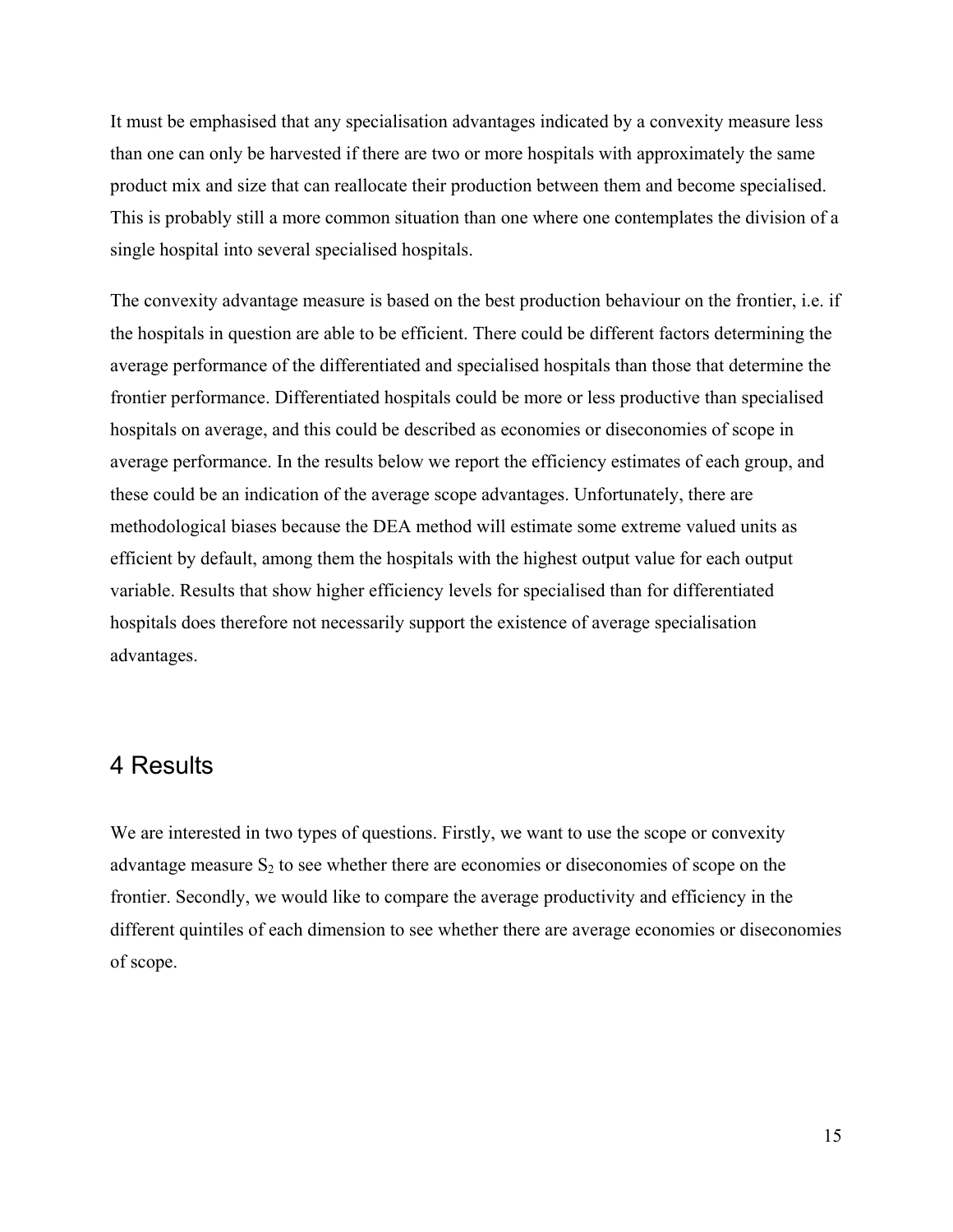It must be emphasised that any specialisation advantages indicated by a convexity measure less than one can only be harvested if there are two or more hospitals with approximately the same product mix and size that can reallocate their production between them and become specialised. This is probably still a more common situation than one where one contemplates the division of a single hospital into several specialised hospitals.

The convexity advantage measure is based on the best production behaviour on the frontier, i.e. if the hospitals in question are able to be efficient. There could be different factors determining the average performance of the differentiated and specialised hospitals than those that determine the frontier performance. Differentiated hospitals could be more or less productive than specialised hospitals on average, and this could be described as economies or diseconomies of scope in average performance. In the results below we report the efficiency estimates of each group, and these could be an indication of the average scope advantages. Unfortunately, there are methodological biases because the DEA method will estimate some extreme valued units as efficient by default, among them the hospitals with the highest output value for each output variable. Results that show higher efficiency levels for specialised than for differentiated hospitals does therefore not necessarily support the existence of average specialisation advantages.

## 4 Results

We are interested in two types of questions. Firstly, we want to use the scope or convexity advantage measure $S_2$ to see whether there are economies or diseconomies of scope on the frontier. Secondly, we would like to compare the average productivity and efficiency in the different quintiles of each dimension to see whether there are average economies or diseconomies of scope.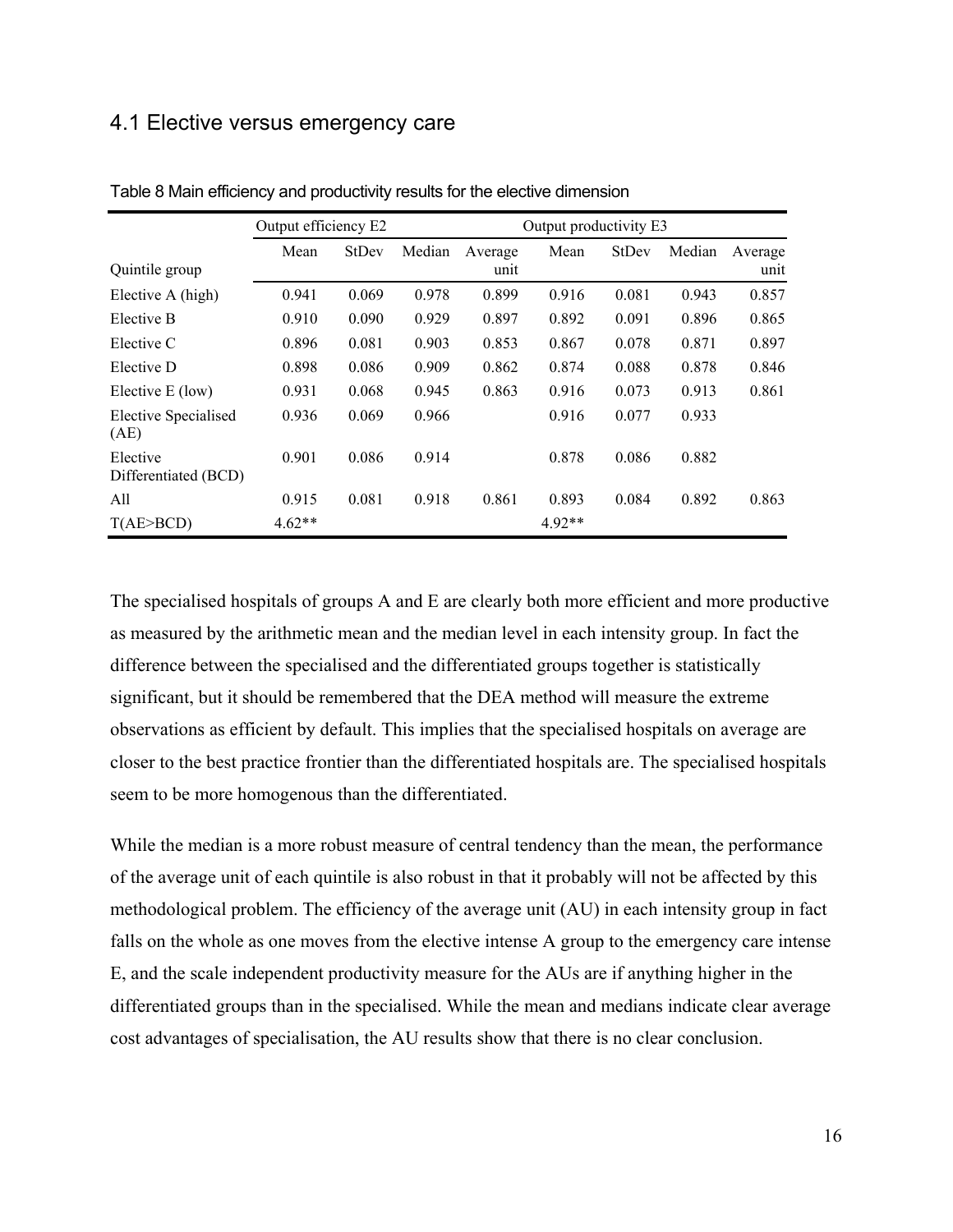## 4.1 Elective versus emergency care

Table 8 Main efficiency and productivity results for the elective dimension

| | Output efficiency E2 | | | | Output productivity E3 | | | |
|---|---|---|---|---|---|---|---|---|
| Quintile group | Mean | StDev | Median | Average unit | Mean | StDev | Median | Average unit |
| Elective A (high) | 0.941 | 0.069 | 0.978 | 0.899 | 0.916 | 0.081 | 0.943 | 0.857 |
| Elective B | 0.910 | 0.090 | 0.929 | 0.897 | 0.892 | 0.091 | 0.896 | 0.865 |
| Elective C | 0.896 | 0.081 | 0.903 | 0.853 | 0.867 | 0.078 | 0.871 | 0.897 |
| Elective D | 0.898 | 0.086 | 0.909 | 0.862 | 0.874 | 0.088 | 0.878 | 0.846 |
| Elective E (low) | 0.931 | 0.068 | 0.945 | 0.863 | 0.916 | 0.073 | 0.913 | 0.861 |
| Elective Specialised (AE) | 0.936 | 0.069 | 0.966 | | 0.916 | 0.077 | 0.933 | |
| Elective Differentiated (BCD) | 0.901 | 0.086 | 0.914 | | 0.878 | 0.086 | 0.882 | |
| All | 0.915 | 0.081 | 0.918 | 0.861 | 0.893 | 0.084 | 0.892 | 0.863 |
| T(AE>BCD) | 4.62** | | | | 4.92** | | | |

The specialised hospitals of groups A and E are clearly both more efficient and more productive as measured by the arithmetic mean and the median level in each intensity group. In fact the difference between the specialised and the differentiated groups together is statistically significant, but it should be remembered that the DEA method will measure the extreme observations as efficient by default. This implies that the specialised hospitals on average are closer to the best practice frontier than the differentiated hospitals are. The specialised hospitals seem to be more homogenous than the differentiated.

While the median is a more robust measure of central tendency than the mean, the performance of the average unit of each quintile is also robust in that it probably will not be affected by this methodological problem. The efficiency of the average unit (AU) in each intensity group in fact falls on the whole as one moves from the elective intense A group to the emergency care intense E, and the scale independent productivity measure for the AUs are if anything higher in the differentiated groups than in the specialised. While the mean and medians indicate clear average cost advantages of specialisation, the AU results show that there is no clear conclusion.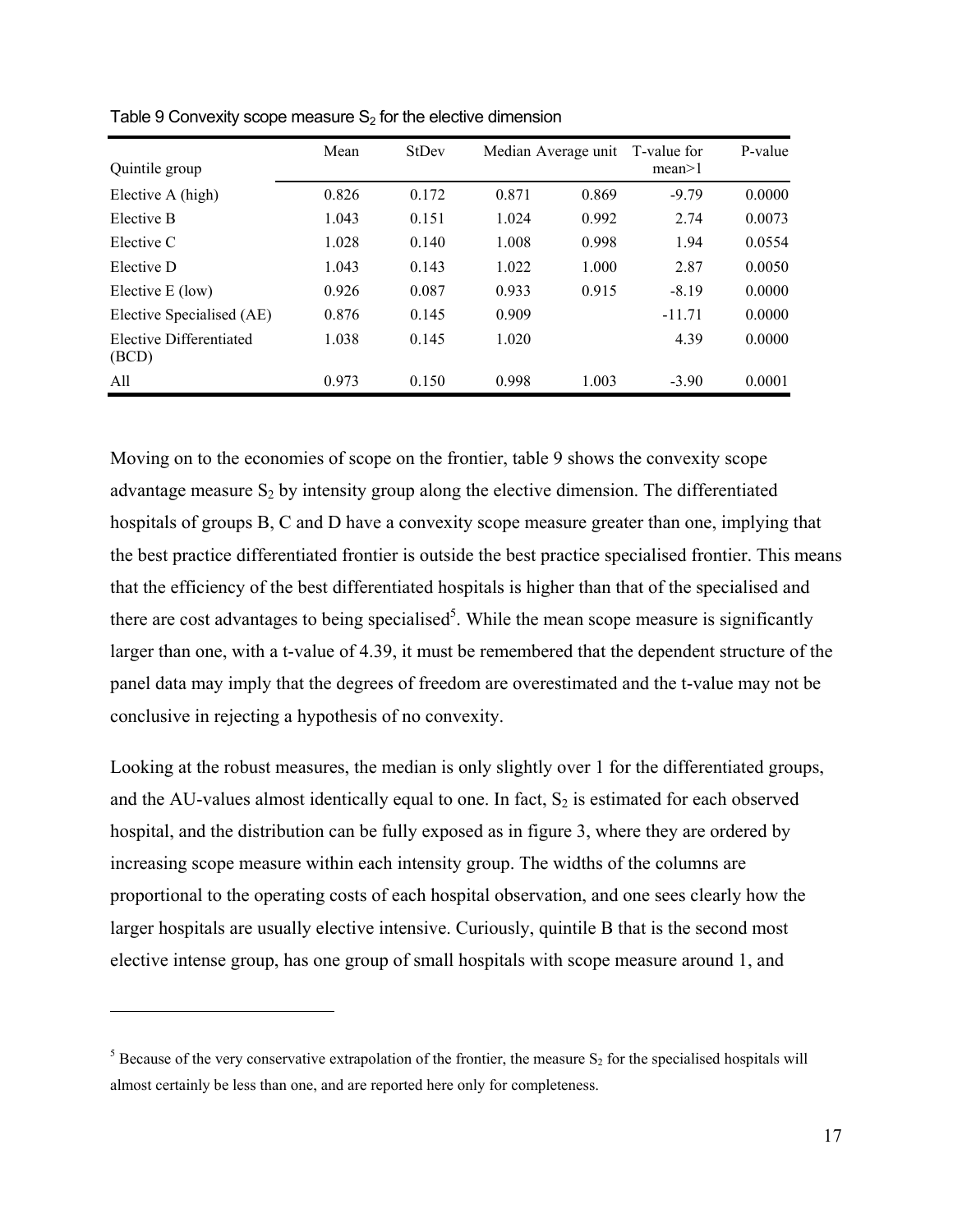Table 9 Convexity scope measure $S_2$ for the elective dimension

| Quintile group | Mean | StDev | Median | Average unit | T-value for mean>1 | P-value |
|---|---|---|---|---|---|---|
| Elective A (high) | 0.826 | 0.172 | 0.871 | 0.869 | -9.79 | 0.0000 |
| Elective B | 1.043 | 0.151 | 1.024 | 0.992 | 2.74 | 0.0073 |
| Elective C | 1.028 | 0.140 | 1.008 | 0.998 | 1.94 | 0.0554 |
| Elective D | 1.043 | 0.143 | 1.022 | 1.000 | 2.87 | 0.0050 |
| Elective E (low) | 0.926 | 0.087 | 0.933 | 0.915 | -8.19 | 0.0000 |
| Elective Specialised (AE) | 0.876 | 0.145 | 0.909 | | -11.71 | 0.0000 |
| Elective Differentiated (BCD) | 1.038 | 0.145 | 1.020 | | 4.39 | 0.0000 |
| All | 0.973 | 0.150 | 0.998 | 1.003 | -3.90 | 0.0001 |

Moving on to the economies of scope on the frontier, table 9 shows the convexity scope advantage measure $S_2$ by intensity group along the elective dimension. The differentiated hospitals of groups B, C and D have a convexity scope measure greater than one, implying that the best practice differentiated frontier is outside the best practice specialised frontier. This means that the efficiency of the best differentiated hospitals is higher than that of the specialised and there are cost advantages to being specialised[5]. While the mean scope measure is significantly larger than one, with a t-value of 4.39, it must be remembered that the dependent structure of the panel data may imply that the degrees of freedom are overestimated and the t-value may not be conclusive in rejecting a hypothesis of no convexity.

Looking at the robust measures, the median is only slightly over 1 for the differentiated groups, and the AU-values almost identically equal to one. In fact, $S_2$ is estimated for each observed hospital, and the distribution can be fully exposed as in figure 3, where they are ordered by increasing scope measure within each intensity group. The widths of the columns are proportional to the operating costs of each hospital observation, and one sees clearly how the larger hospitals are usually elective intensive. Curiously, quintile B that is the second most elective intense group, has one group of small hospitals with scope measure around 1, and

[5] Because of the very conservative extrapolation of the frontier, the measure $S_2$ for the specialised hospitals will almost certainly be less than one, and are reported here only for completeness.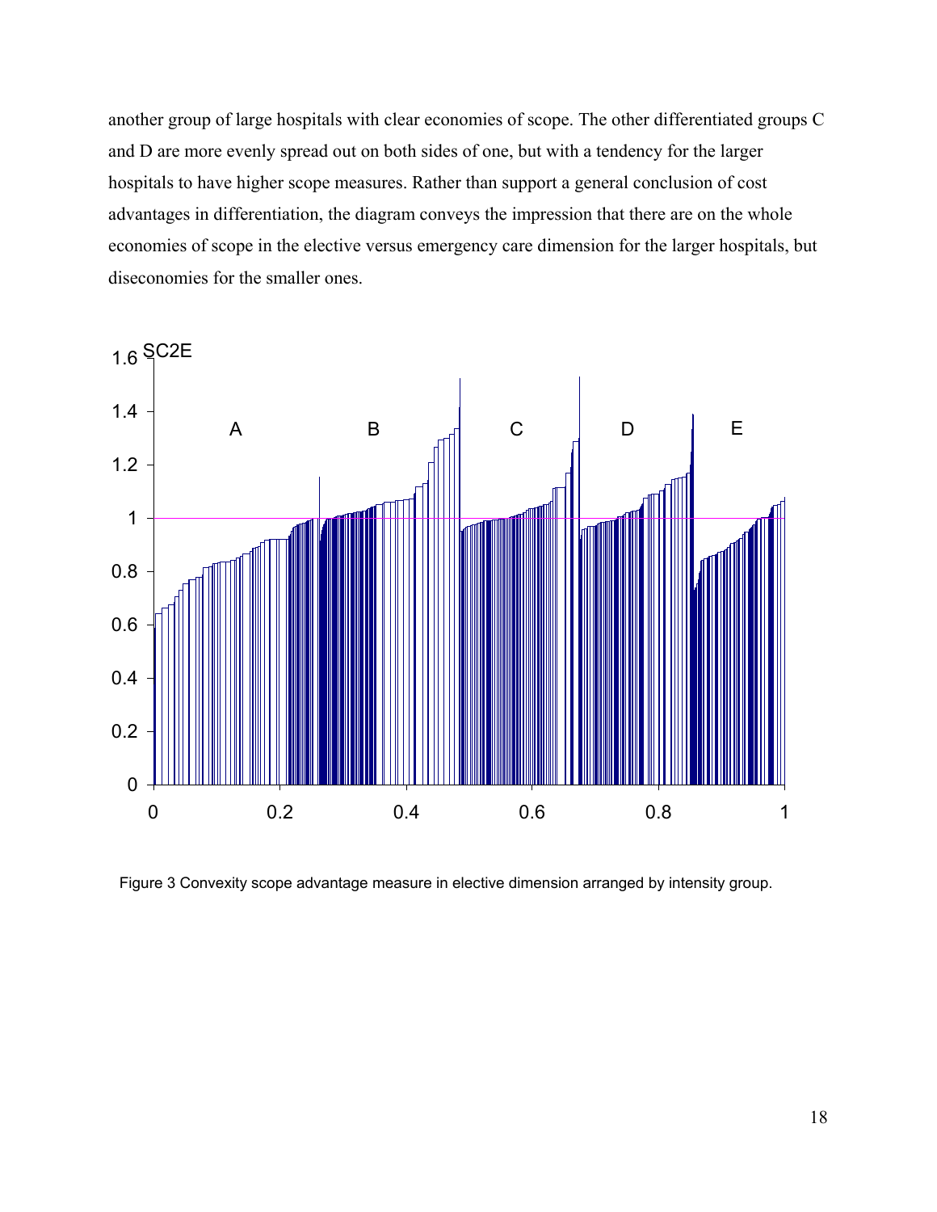another group of large hospitals with clear economies of scope. The other differentiated groups C and D are more evenly spread out on both sides of one, but with a tendency for the larger hospitals to have higher scope measures. Rather than support a general conclusion of cost advantages in differentiation, the diagram conveys the impression that there are on the whole economies of scope in the elective versus emergency care dimension for the larger hospitals, but diseconomies for the smaller ones.

Figure 3 Convexity scope advantage measure in elective dimension arranged by intensity group.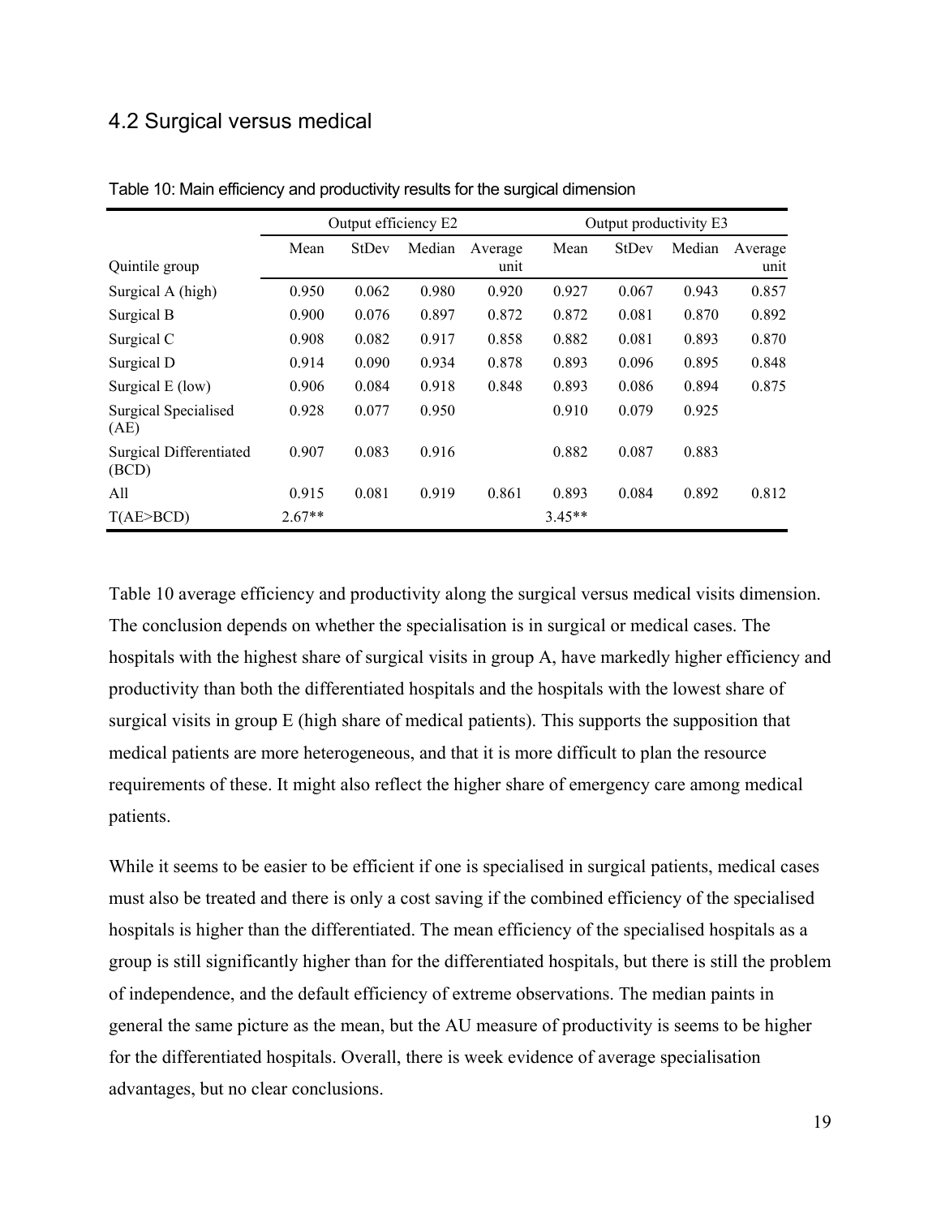## 4.2 Surgical versus medical

Table 10: Main efficiency and productivity results for the surgical dimension

| Quintile group | Output efficiency E2 | | | | Output productivity E3 | | | |
|---|---|---|---|---|---|---|---|---|
| | Mean | StDev | Median | Average unit | Mean | StDev | Median | Average unit |
| Surgical A (high) | 0.950 | 0.062 | 0.980 | 0.920 | 0.927 | 0.067 | 0.943 | 0.857 |
| Surgical B | 0.900 | 0.076 | 0.897 | 0.872 | 0.872 | 0.081 | 0.870 | 0.892 |
| Surgical C | 0.908 | 0.082 | 0.917 | 0.858 | 0.882 | 0.081 | 0.893 | 0.870 |
| Surgical D | 0.914 | 0.090 | 0.934 | 0.878 | 0.893 | 0.096 | 0.895 | 0.848 |
| Surgical E (low) | 0.906 | 0.084 | 0.918 | 0.848 | 0.893 | 0.086 | 0.894 | 0.875 |
| Surgical Specialised (AE) | 0.928 | 0.077 | 0.950 | | 0.910 | 0.079 | 0.925 | |
| Surgical Differentiated (BCD) | 0.907 | 0.083 | 0.916 | | 0.882 | 0.087 | 0.883 | |
| All | 0.915 | 0.081 | 0.919 | 0.861 | 0.893 | 0.084 | 0.892 | 0.812 |
| T(AE>BCD) | 2.67** | | | | 3.45** | | | |

Table 10 average efficiency and productivity along the surgical versus medical visits dimension. The conclusion depends on whether the specialisation is in surgical or medical cases. The hospitals with the highest share of surgical visits in group A, have markedly higher efficiency and productivity than both the differentiated hospitals and the hospitals with the lowest share of surgical visits in group E (high share of medical patients). This supports the supposition that medical patients are more heterogeneous, and that it is more difficult to plan the resource requirements of these. It might also reflect the higher share of emergency care among medical patients.

While it seems to be easier to be efficient if one is specialised in surgical patients, medical cases must also be treated and there is only a cost saving if the combined efficiency of the specialised hospitals is higher than the differentiated. The mean efficiency of the specialised hospitals as a group is still significantly higher than for the differentiated hospitals, but there is still the problem of independence, and the default efficiency of extreme observations. The median paints in general the same picture as the mean, but the AU measure of productivity is seems to be higher for the differentiated hospitals. Overall, there is week evidence of average specialisation advantages, but no clear conclusions.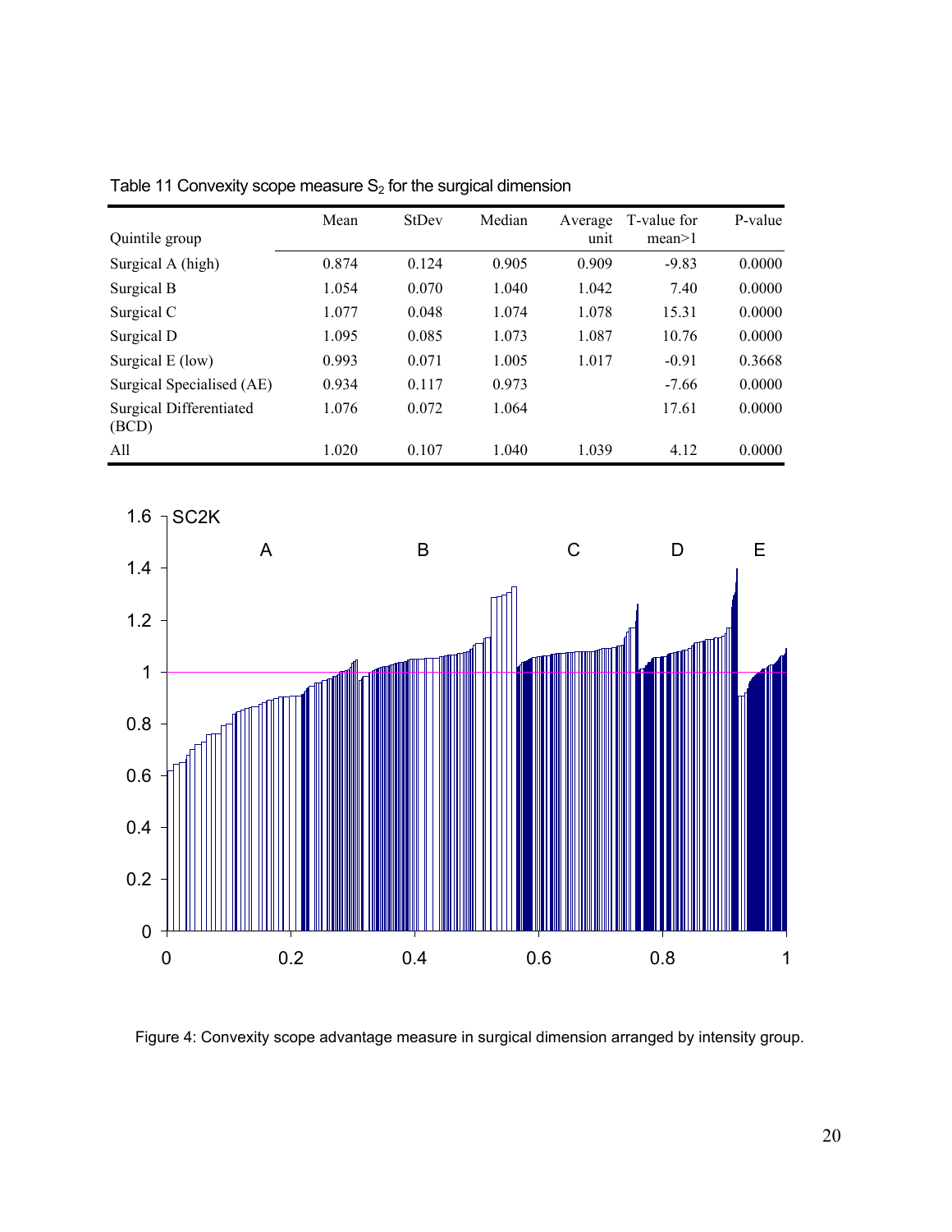Table 11 Convexity scope measure $S_2$ for the surgical dimension

| Quintile group | Mean | StDev | Median | Average unit | T-value for mean>1 | P-value |
|---|---|---|---|---|---|---|
| Surgical A (high) | 0.874 | 0.124 | 0.905 | 0.909 | -9.83 | 0.0000 |
| Surgical B | 1.054 | 0.070 | 1.040 | 1.042 | 7.40 | 0.0000 |
| Surgical C | 1.077 | 0.048 | 1.074 | 1.078 | 15.31 | 0.0000 |
| Surgical D | 1.095 | 0.085 | 1.073 | 1.087 | 10.76 | 0.0000 |
| Surgical E (low) | 0.993 | 0.071 | 1.005 | 1.017 | -0.91 | 0.3668 |
| Surgical Specialised (AE) | 0.934 | 0.117 | 0.973 | | -7.66 | 0.0000 |
| Surgical Differentiated (BCD) | 1.076 | 0.072 | 1.064 | | 17.61 | 0.0000 |
| All | 1.020 | 0.107 | 1.040 | 1.039 | 4.12 | 0.0000 |

Figure 4: Convexity scope advantage measure in surgical dimension arranged by intensity group.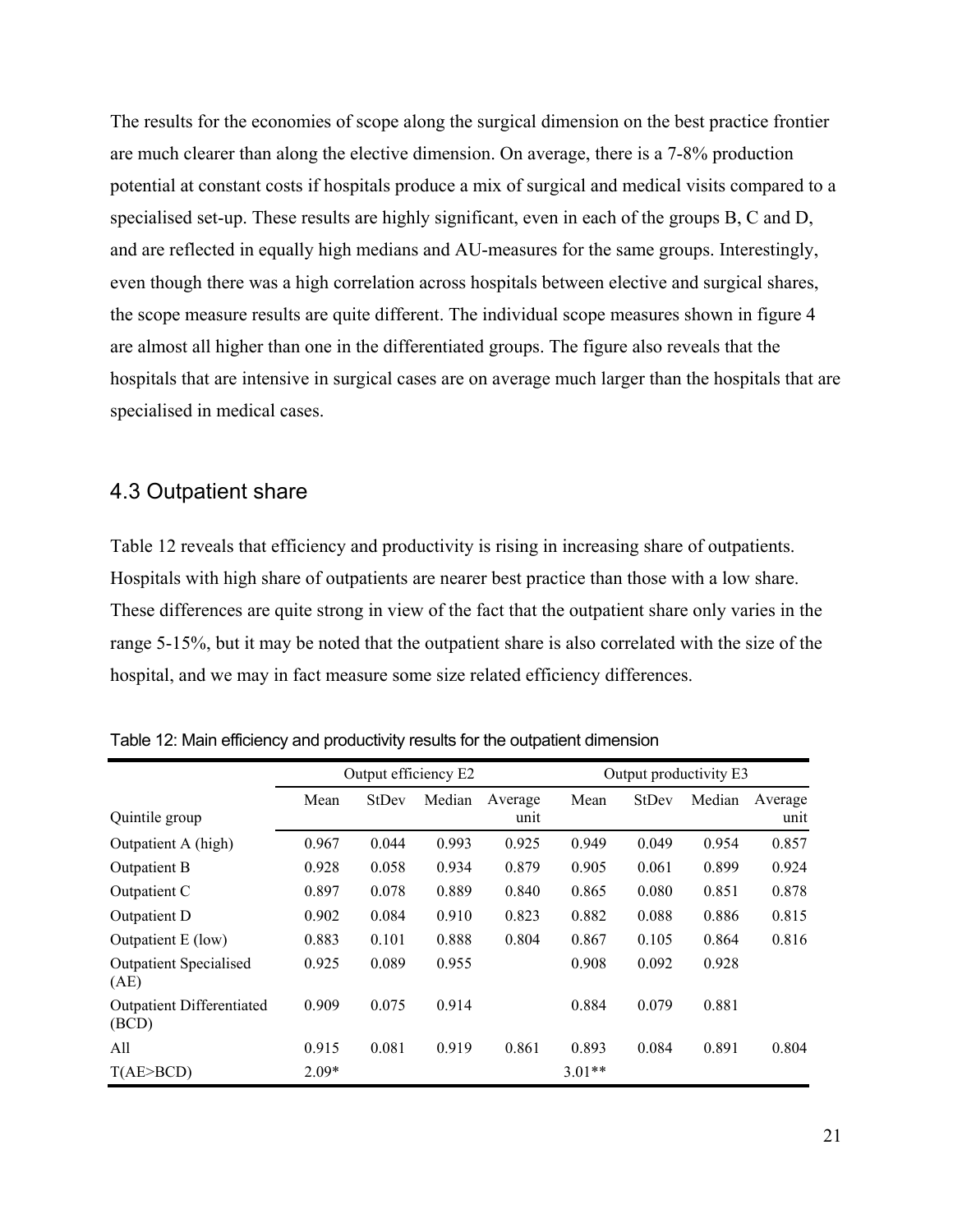The results for the economies of scope along the surgical dimension on the best practice frontier are much clearer than along the elective dimension. On average, there is a 7-8% production potential at constant costs if hospitals produce a mix of surgical and medical visits compared to a specialised set-up. These results are highly significant, even in each of the groups B, C and D, and are reflected in equally high medians and AU-measures for the same groups. Interestingly, even though there was a high correlation across hospitals between elective and surgical shares, the scope measure results are quite different. The individual scope measures shown in figure 4 are almost all higher than one in the differentiated groups. The figure also reveals that the hospitals that are intensive in surgical cases are on average much larger than the hospitals that are specialised in medical cases.

## 4.3 Outpatient share

Table 12 reveals that efficiency and productivity is rising in increasing share of outpatients. Hospitals with high share of outpatients are nearer best practice than those with a low share. These differences are quite strong in view of the fact that the outpatient share only varies in the range 5-15%, but it may be noted that the outpatient share is also correlated with the size of the hospital, and we may in fact measure some size related efficiency differences.

Table 12: Main efficiency and productivity results for the outpatient dimension

| | Output efficiency E2 | | | | Output productivity E3 | | | |
|---|---|---|---|---|---|---|---|---|
| Quintile group | Mean | StDev | Median | Average unit | Mean | StDev | Median | Average unit |
| Outpatient A (high) | 0.967 | 0.044 | 0.993 | 0.925 | 0.949 | 0.049 | 0.954 | 0.857 |
| Outpatient B | 0.928 | 0.058 | 0.934 | 0.879 | 0.905 | 0.061 | 0.899 | 0.924 |
| Outpatient C | 0.897 | 0.078 | 0.889 | 0.840 | 0.865 | 0.080 | 0.851 | 0.878 |
| Outpatient D | 0.902 | 0.084 | 0.910 | 0.823 | 0.882 | 0.088 | 0.886 | 0.815 |
| Outpatient E (low) | 0.883 | 0.101 | 0.888 | 0.804 | 0.867 | 0.105 | 0.864 | 0.816 |
| Outpatient Specialised (AE) | 0.925 | 0.089 | 0.955 | | 0.908 | 0.092 | 0.928 | |
| Outpatient Differentiated (BCD) | 0.909 | 0.075 | 0.914 | | 0.884 | 0.079 | 0.881 | |
| All | 0.915 | 0.081 | 0.919 | 0.861 | 0.893 | 0.084 | 0.891 | 0.804 |
| T(AE>BCD) | 2.09* | | | | 3.01** | | | |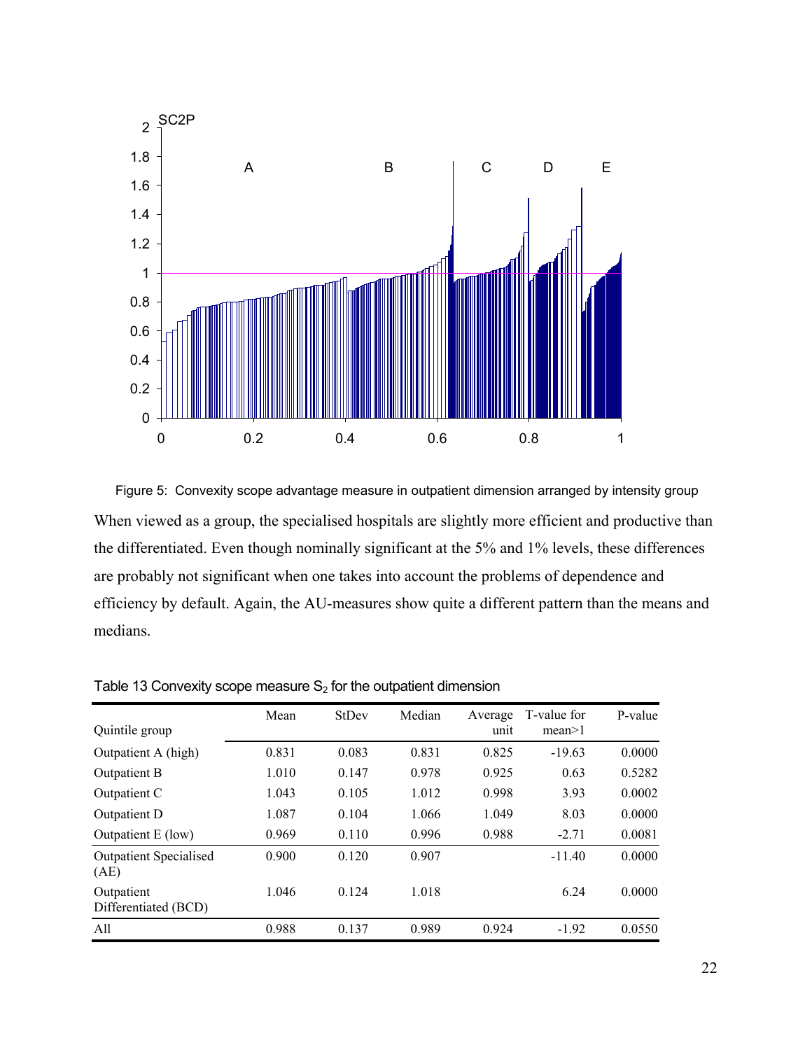Figure 5: Convexity scope advantage measure in outpatient dimension arranged by intensity group

When viewed as a group, the specialised hospitals are slightly more efficient and productive than the differentiated. Even though nominally significant at the 5% and 1% levels, these differences are probably not significant when one takes into account the problems of dependence and efficiency by default. Again, the AU-measures show quite a different pattern than the means and medians.

Table 13 Convexity scope measure $S_2$ for the outpatient dimension

| Quintile group | Mean | StDev | Median | Average unit | T-value for mean>1 | P-value |
|---|---|---|---|---|---|---|
| Outpatient A (high) | 0.831 | 0.083 | 0.831 | 0.825 | -19.63 | 0.0000 |
| Outpatient B | 1.010 | 0.147 | 0.978 | 0.925 | 0.63 | 0.5282 |
| Outpatient C | 1.043 | 0.105 | 1.012 | 0.998 | 3.93 | 0.0002 |
| Outpatient D | 1.087 | 0.104 | 1.066 | 1.049 | 8.03 | 0.0000 |
| Outpatient E (low) | 0.969 | 0.110 | 0.996 | 0.988 | -2.71 | 0.0081 |
| Outpatient Specialised (AE) | 0.900 | 0.120 | 0.907 | | -11.40 | 0.0000 |
| Outpatient Differentiated (BCD) | 1.046 | 0.124 | 1.018 | | 6.24 | 0.0000 |
| All | 0.988 | 0.137 | 0.989 | 0.924 | -1.92 | 0.0550 |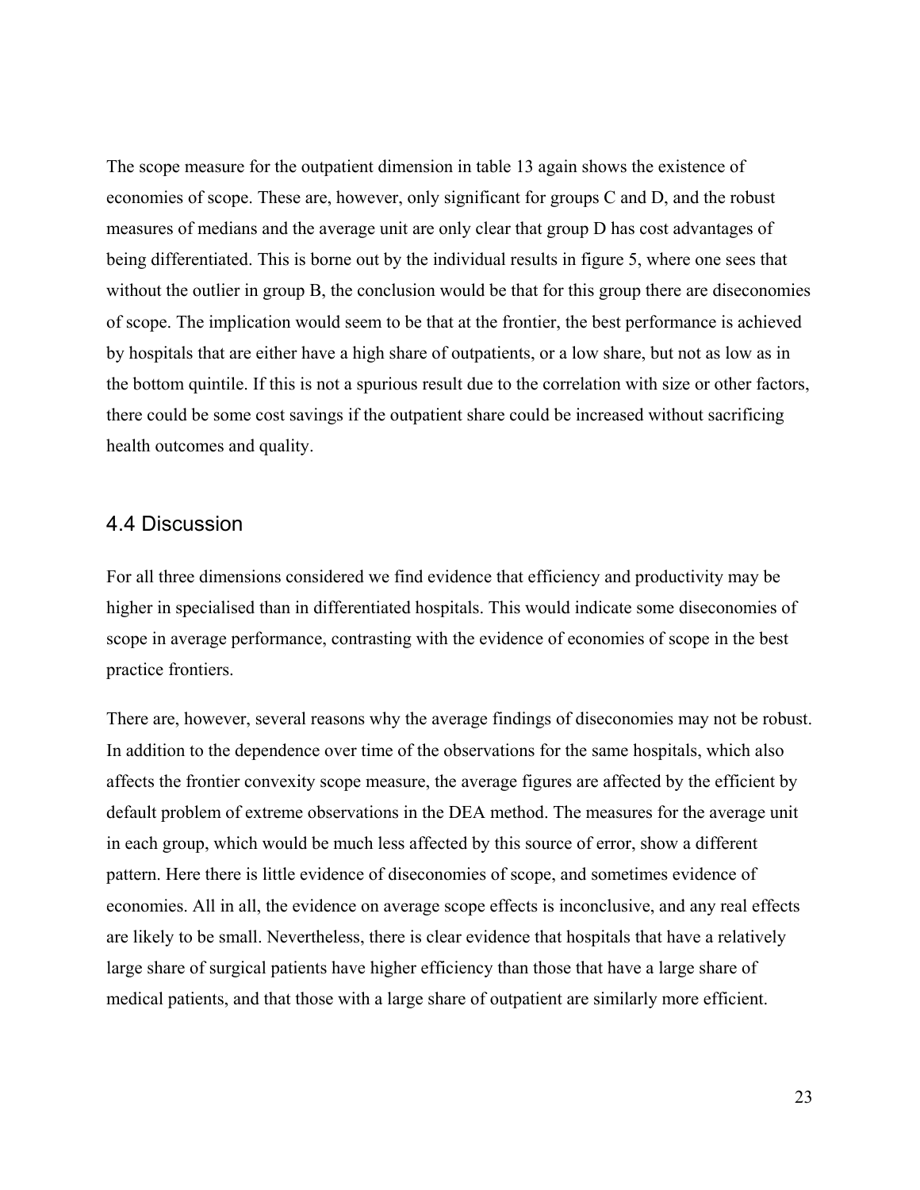The scope measure for the outpatient dimension in table 13 again shows the existence of economies of scope. These are, however, only significant for groups C and D, and the robust measures of medians and the average unit are only clear that group D has cost advantages of being differentiated. This is borne out by the individual results in figure 5, where one sees that without the outlier in group B, the conclusion would be that for this group there are diseconomies of scope. The implication would seem to be that at the frontier, the best performance is achieved by hospitals that are either have a high share of outpatients, or a low share, but not as low as in the bottom quintile. If this is not a spurious result due to the correlation with size or other factors, there could be some cost savings if the outpatient share could be increased without sacrificing health outcomes and quality.

## 4.4 Discussion

For all three dimensions considered we find evidence that efficiency and productivity may be higher in specialised than in differentiated hospitals. This would indicate some diseconomies of scope in average performance, contrasting with the evidence of economies of scope in the best practice frontiers.

There are, however, several reasons why the average findings of diseconomies may not be robust. In addition to the dependence over time of the observations for the same hospitals, which also affects the frontier convexity scope measure, the average figures are affected by the efficient by default problem of extreme observations in the DEA method. The measures for the average unit in each group, which would be much less affected by this source of error, show a different pattern. Here there is little evidence of diseconomies of scope, and sometimes evidence of economies. All in all, the evidence on average scope effects is inconclusive, and any real effects are likely to be small. Nevertheless, there is clear evidence that hospitals that have a relatively large share of surgical patients have higher efficiency than those that have a large share of medical patients, and that those with a large share of outpatient are similarly more efficient.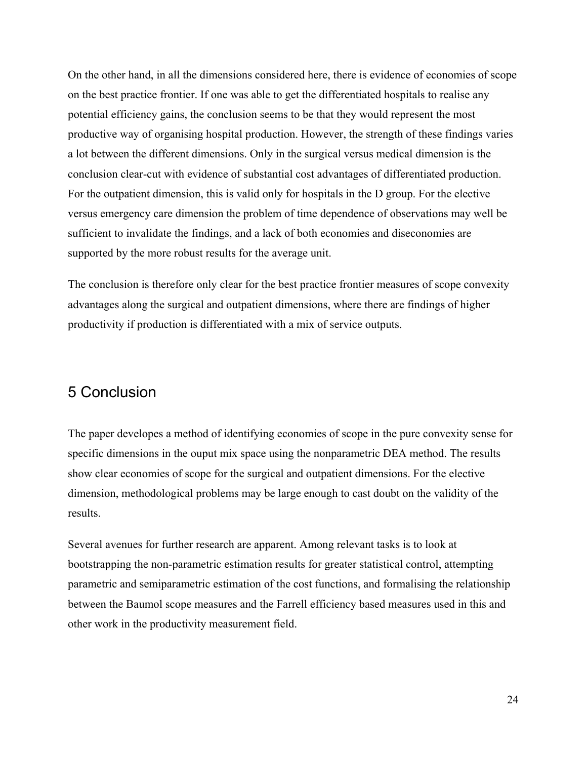On the other hand, in all the dimensions considered here, there is evidence of economies of scope on the best practice frontier. If one was able to get the differentiated hospitals to realise any potential efficiency gains, the conclusion seems to be that they would represent the most productive way of organising hospital production. However, the strength of these findings varies a lot between the different dimensions. Only in the surgical versus medical dimension is the conclusion clear-cut with evidence of substantial cost advantages of differentiated production. For the outpatient dimension, this is valid only for hospitals in the D group. For the elective versus emergency care dimension the problem of time dependence of observations may well be sufficient to invalidate the findings, and a lack of both economies and diseconomies are supported by the more robust results for the average unit.

The conclusion is therefore only clear for the best practice frontier measures of scope convexity advantages along the surgical and outpatient dimensions, where there are findings of higher productivity if production is differentiated with a mix of service outputs.

## 5 Conclusion

The paper developes a method of identifying economies of scope in the pure convexity sense for specific dimensions in the ouput mix space using the nonparametric DEA method. The results show clear economies of scope for the surgical and outpatient dimensions. For the elective dimension, methodological problems may be large enough to cast doubt on the validity of the results.

Several avenues for further research are apparent. Among relevant tasks is to look at bootstrapping the non-parametric estimation results for greater statistical control, attempting parametric and semiparametric estimation of the cost functions, and formalising the relationship between the Baumol scope measures and the Farrell efficiency based measures used in this and other work in the productivity measurement field.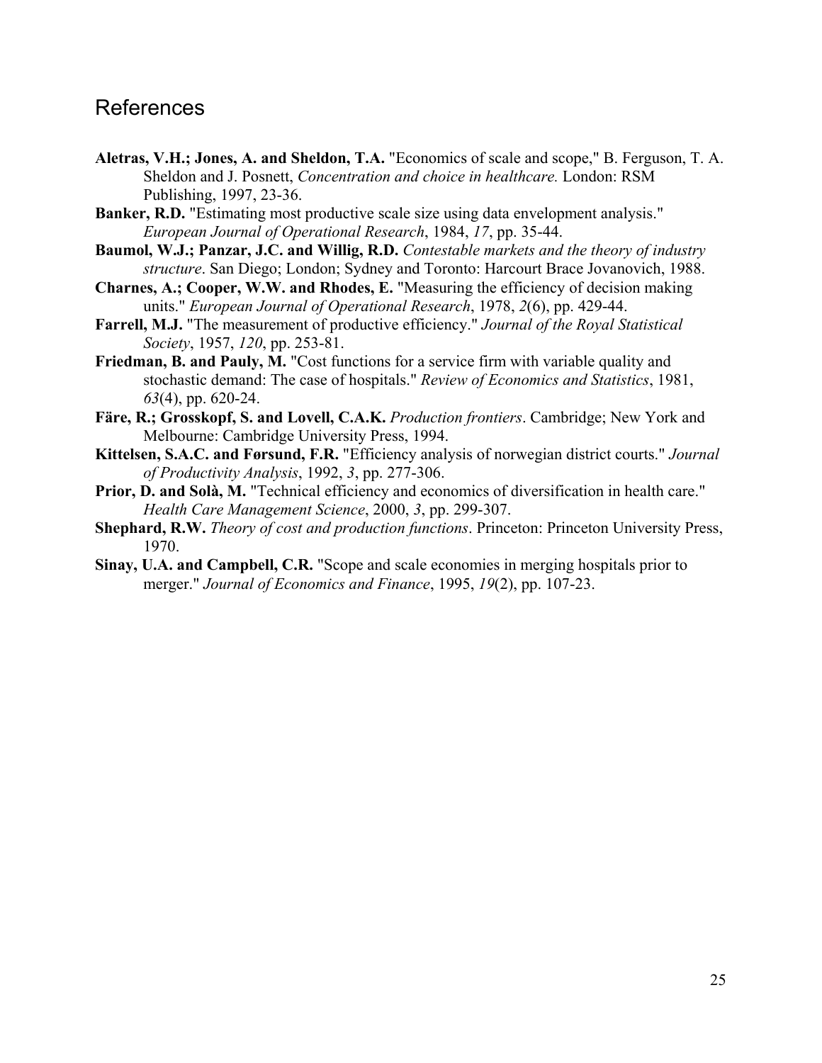## References

**Aletras, V.H.; Jones, A. and Sheldon, T.A.** "Economics of scale and scope," B. Ferguson, T. A. Sheldon and J. Posnett, *Concentration and choice in healthcare.* London: RSM Publishing, 1997, 23-36.

**Banker, R.D.** "Estimating most productive scale size using data envelopment analysis." *European Journal of Operational Research*, 1984, *17*, pp. 35-44.

**Baumol, W.J.; Panzar, J.C. and Willig, R.D.** *Contestable markets and the theory of industry structure*. San Diego; London; Sydney and Toronto: Harcourt Brace Jovanovich, 1988.

**Charnes, A.; Cooper, W.W. and Rhodes, E.** "Measuring the efficiency of decision making units." *European Journal of Operational Research*, 1978, *2*(6), pp. 429-44.

**Farrell, M.J.** "The measurement of productive efficiency." *Journal of the Royal Statistical Society*, 1957, *120*, pp. 253-81.

**Friedman, B. and Pauly, M.** "Cost functions for a service firm with variable quality and stochastic demand: The case of hospitals." *Review of Economics and Statistics*, 1981, *63*(4), pp. 620-24.

**Färe, R.; Grosskopf, S. and Lovell, C.A.K.** *Production frontiers*. Cambridge; New York and Melbourne: Cambridge University Press, 1994.

**Kittelsen, S.A.C. and Førsund, F.R.** "Efficiency analysis of norwegian district courts." *Journal of Productivity Analysis*, 1992, *3*, pp. 277-306.

**Prior, D. and Solà, M.** "Technical efficiency and economics of diversification in health care." *Health Care Management Science*, 2000, *3*, pp. 299-307.

**Shephard, R.W.** *Theory of cost and production functions*. Princeton: Princeton University Press, 1970.

**Sinay, U.A. and Campbell, C.R.** "Scope and scale economies in merging hospitals prior to merger." *Journal of Economics and Finance*, 1995, *19*(2), pp. 107-23.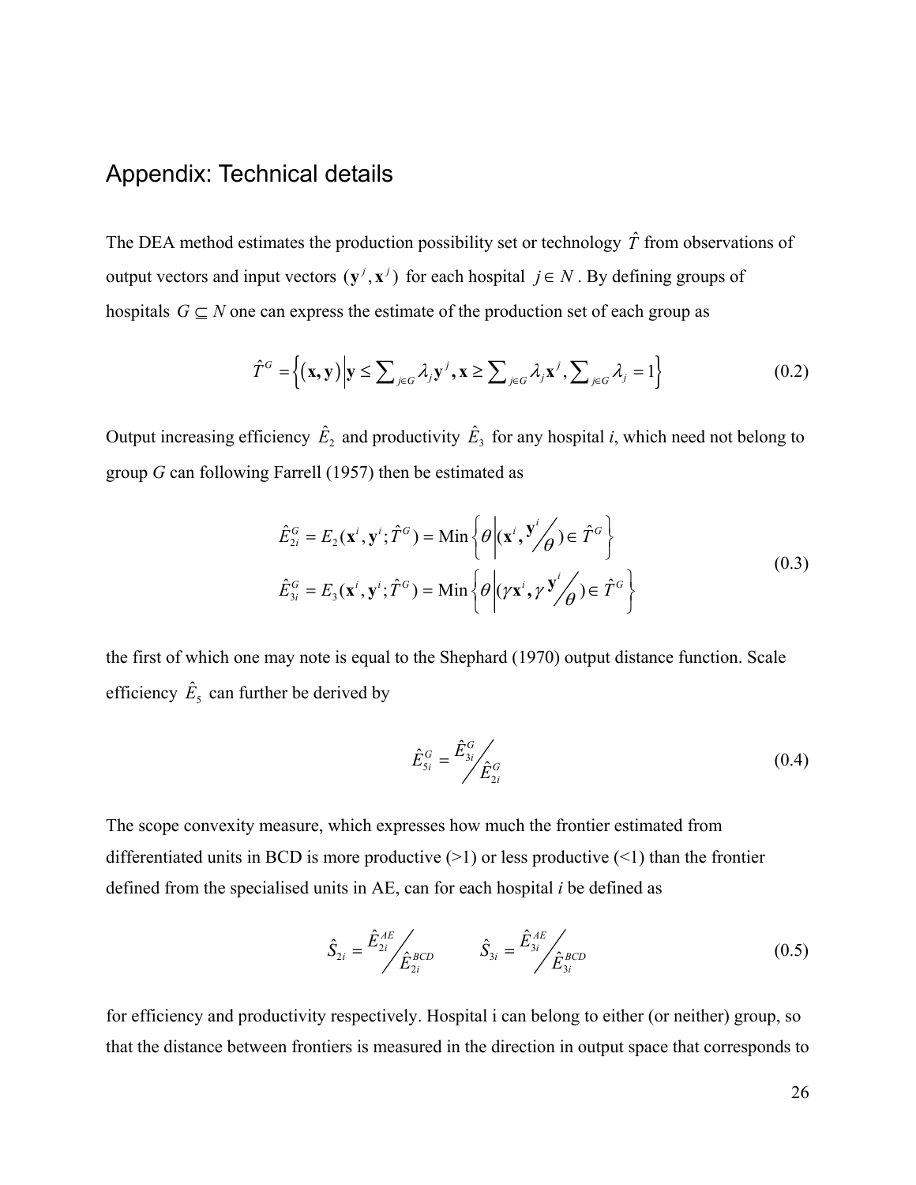## Appendix: Technical details

The DEA method estimates the production possibility set or technology $\hat{T}$ from observations of output vectors and input vectors $(\mathbf{y}^j, \mathbf{x}^j)$ for each hospital $j \in N$. By defining groups of hospitals $G \subseteq N$ one can express the estimate of the production set of each group as

$$\hat{T}^G = \left\{ (\mathbf{x}, \mathbf{y}) \middle| \mathbf{y} \le \sum_{j \in G} \lambda_j \mathbf{y}^j, \mathbf{x} \ge \sum_{j \in G} \lambda_j \mathbf{x}^j, \sum_{j \in G} \lambda_j = 1 \right\} \tag{0.2}$$

Output increasing efficiency $\hat{E}_2$ and productivity $\hat{E}_3$ for any hospital *i*, which need not belong to group *G* can following Farrell (1957) then be estimated as

$$\begin{aligned} \hat{E}_{2i}^G &= E_2(\mathbf{x}^i, \mathbf{y}^i; \hat{T}^G) = \text{Min}\left\{ \theta \middle| (\mathbf{x}^i, \mathbf{y}^i / \theta) \in \hat{T}^G \right\} \\ \hat{E}_{3i}^G &= E_3(\mathbf{x}^i, \mathbf{y}^i; \hat{T}^G) = \text{Min}\left\{ \theta \middle| (\gamma \mathbf{x}^i, \gamma \mathbf{y}^i / \theta) \in \hat{T}^G \right\} \end{aligned} \tag{0.3}$$

the first of which one may note is equal to the Shephard (1970) output distance function. Scale efficiency $\hat{E}_5$ can further be derived by

$$\hat{E}_{5i}^G = \hat{E}_{3i}^G / \hat{E}_{2i}^G \tag{0.4}$$

The scope convexity measure, which expresses how much the frontier estimated from differentiated units in BCD is more productive (>1) or less productive (<1) than the frontier defined from the specialised units in AE, can for each hospital *i* be defined as

$$\hat{S}_{2i} = \hat{E}_{2i}^{AE} / \hat{E}_{2i}^{BCD} \qquad \hat{S}_{3i} = \hat{E}_{3i}^{AE} / \hat{E}_{3i}^{BCD} \tag{0.5}$$

for efficiency and productivity respectively. Hospital i can belong to either (or neither) group, so that the distance between frontiers is measured in the direction in output space that corresponds to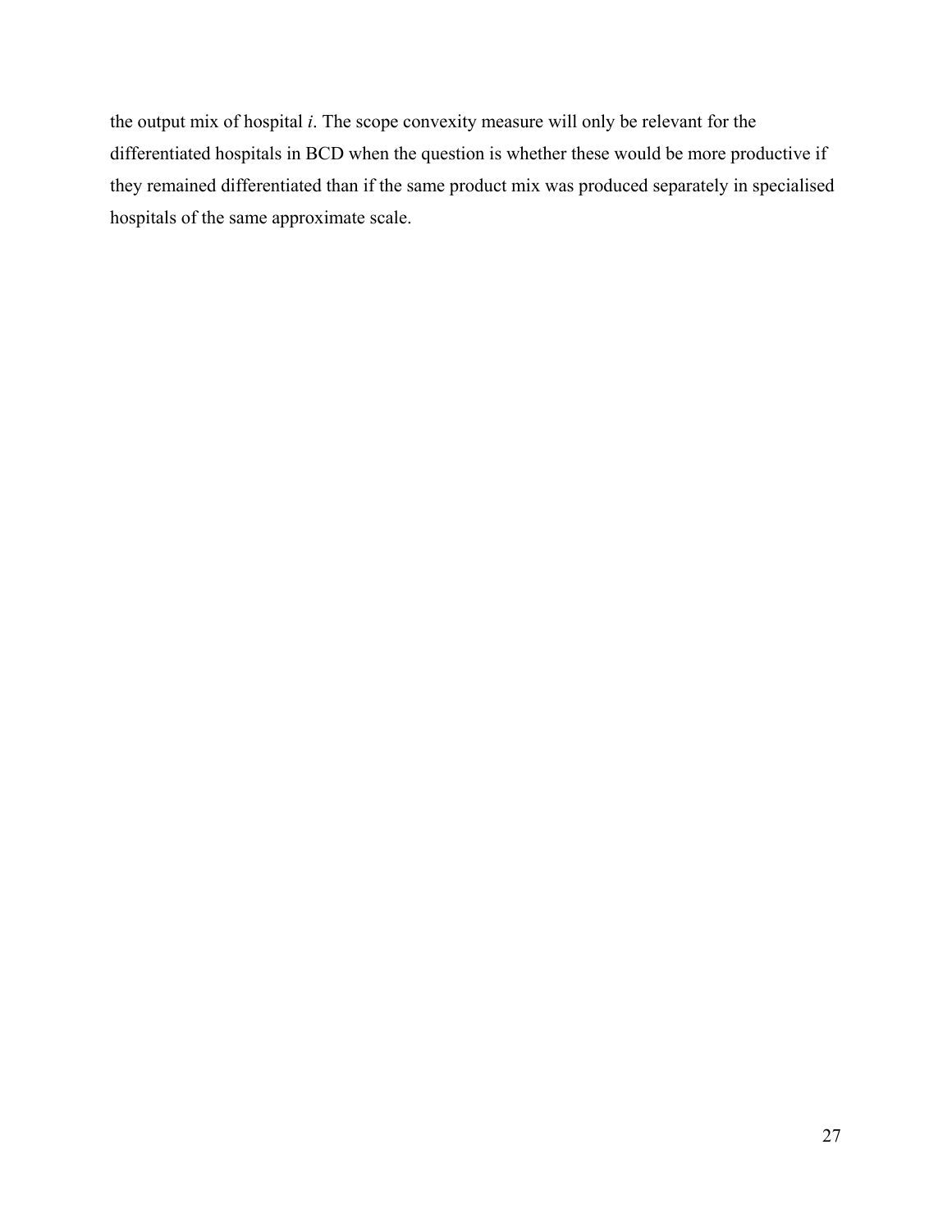the output mix of hospital $i$. The scope convexity measure will only be relevant for the differentiated hospitals in BCD when the question is whether these would be more productive if they remained differentiated than if the same product mix was produced separately in specialised hospitals of the same approximate scale.